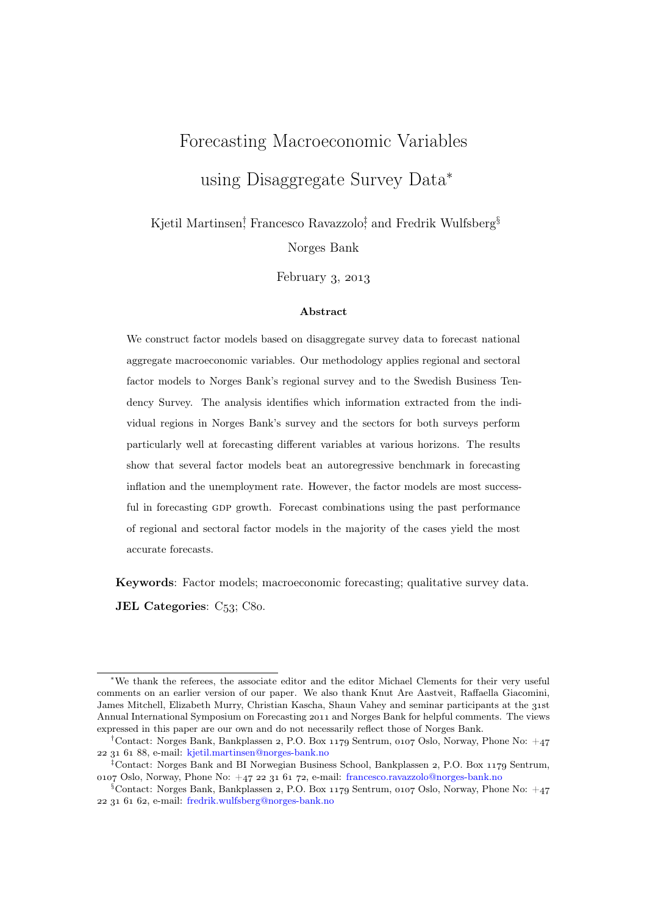# Forecasting Macroeconomic Variables using Disaggregate Survey Data*

Kjetil Martinsen[†], Francesco Ravazzolo[‡], and Fredrik Wulfsberg[§]

Norges Bank

February 3, 2013

### Abstract

We construct factor models based on disaggregate survey data to forecast national aggregate macroeconomic variables. Our methodology applies regional and sectoral factor models to Norges Bank's regional survey and to the Swedish Business Tendency Survey. The analysis identifies which information extracted from the individual regions in Norges Bank's survey and the sectors for both surveys perform particularly well at forecasting different variables at various horizons. The results show that several factor models beat an autoregressive benchmark in forecasting inflation and the unemployment rate. However, the factor models are most successful in forecasting GDP growth. Forecast combinations using the past performance of regional and sectoral factor models in the majority of the cases yield the most accurate forecasts.

**Keywords**: Factor models; macroeconomic forecasting; qualitative survey data.

**JEL Categories**: C53; C80.

---

*We thank the referees, the associate editor and the editor Michael Clements for their very useful comments on an earlier version of our paper. We also thank Knut Are Aastveit, Raffaella Giacomini, James Mitchell, Elizabeth Murry, Christian Kascha, Shaun Vahey and seminar participants at the 31st Annual International Symposium on Forecasting 2011 and Norges Bank for helpful comments. The views expressed in this paper are our own and do not necessarily reflect those of Norges Bank.

[†]Contact: Norges Bank, Bankplassen 2, P.O. Box 1179 Sentrum, 0107 Oslo, Norway, Phone No: +47 22 31 61 88, e-mail: kjetil.martinsen@norges-bank.no

[‡]Contact: Norges Bank and BI Norwegian Business School, Bankplassen 2, P.O. Box 1179 Sentrum, 0107 Oslo, Norway, Phone No: +47 22 31 61 72, e-mail: francesco.ravazzolo@norges-bank.no

[§]Contact: Norges Bank, Bankplassen 2, P.O. Box 1179 Sentrum, 0107 Oslo, Norway, Phone No: +47 22 31 61 62, e-mail: fredrik.wulfsberg@norges-bank.no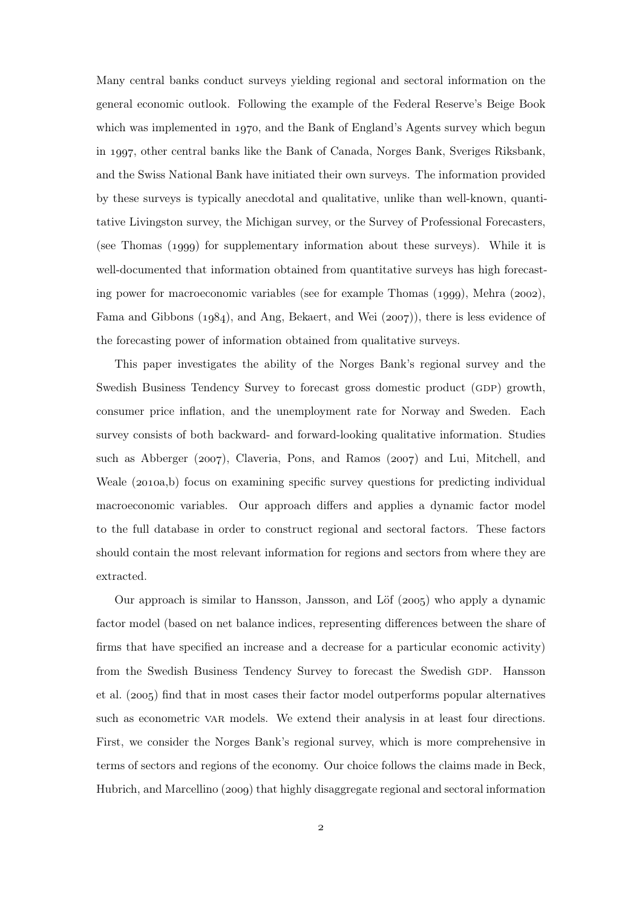Many central banks conduct surveys yielding regional and sectoral information on the general economic outlook. Following the example of the Federal Reserve's Beige Book which was implemented in 1970, and the Bank of England's Agents survey which begun in 1997, other central banks like the Bank of Canada, Norges Bank, Sveriges Riksbank, and the Swiss National Bank have initiated their own surveys. The information provided by these surveys is typically anecdotal and qualitative, unlike than well-known, quantitative Livingston survey, the Michigan survey, or the Survey of Professional Forecasters, (see Thomas (1999) for supplementary information about these surveys). While it is well-documented that information obtained from quantitative surveys has high forecasting power for macroeconomic variables (see for example Thomas (1999), Mehra (2002), Fama and Gibbons (1984), and Ang, Bekaert, and Wei (2007)), there is less evidence of the forecasting power of information obtained from qualitative surveys.

This paper investigates the ability of the Norges Bank's regional survey and the Swedish Business Tendency Survey to forecast gross domestic product (GDP) growth, consumer price inflation, and the unemployment rate for Norway and Sweden. Each survey consists of both backward- and forward-looking qualitative information. Studies such as Abberger (2007), Claveria, Pons, and Ramos (2007) and Lui, Mitchell, and Weale (2010a,b) focus on examining specific survey questions for predicting individual macroeconomic variables. Our approach differs and applies a dynamic factor model to the full database in order to construct regional and sectoral factors. These factors should contain the most relevant information for regions and sectors from where they are extracted.

Our approach is similar to Hansson, Jansson, and Löf (2005) who apply a dynamic factor model (based on net balance indices, representing differences between the share of firms that have specified an increase and a decrease for a particular economic activity) from the Swedish Business Tendency Survey to forecast the Swedish GDP. Hansson et al. (2005) find that in most cases their factor model outperforms popular alternatives such as econometric VAR models. We extend their analysis in at least four directions. First, we consider the Norges Bank's regional survey, which is more comprehensive in terms of sectors and regions of the economy. Our choice follows the claims made in Beck, Hubrich, and Marcellino (2009) that highly disaggregate regional and sectoral information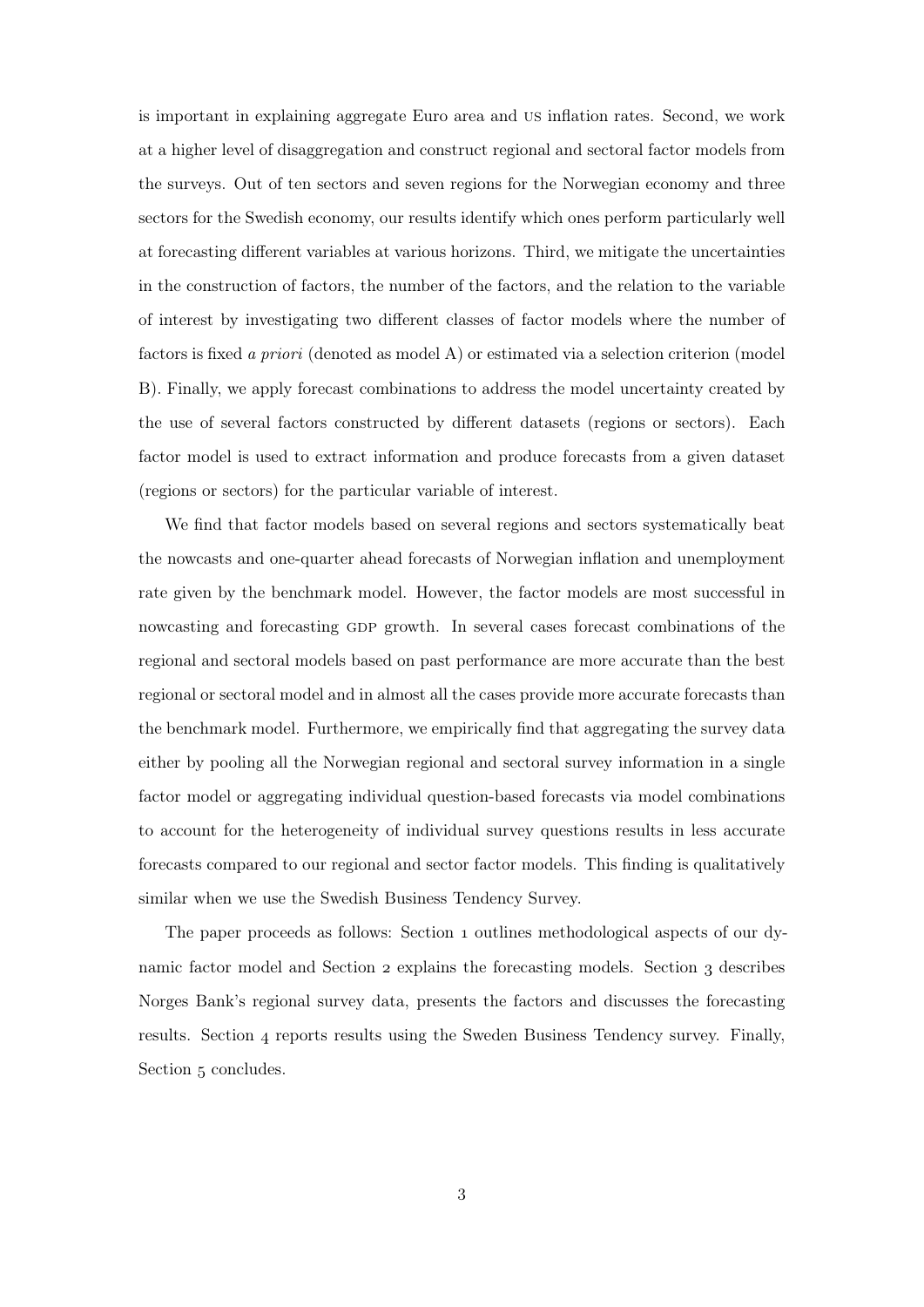is important in explaining aggregate Euro area and US inflation rates. Second, we work at a higher level of disaggregation and construct regional and sectoral factor models from the surveys. Out of ten sectors and seven regions for the Norwegian economy and three sectors for the Swedish economy, our results identify which ones perform particularly well at forecasting different variables at various horizons. Third, we mitigate the uncertainties in the construction of factors, the number of the factors, and the relation to the variable of interest by investigating two different classes of factor models where the number of factors is fixed *a priori* (denoted as model A) or estimated via a selection criterion (model B). Finally, we apply forecast combinations to address the model uncertainty created by the use of several factors constructed by different datasets (regions or sectors). Each factor model is used to extract information and produce forecasts from a given dataset (regions or sectors) for the particular variable of interest.

We find that factor models based on several regions and sectors systematically beat the nowcasts and one-quarter ahead forecasts of Norwegian inflation and unemployment rate given by the benchmark model. However, the factor models are most successful in nowcasting and forecasting GDP growth. In several cases forecast combinations of the regional and sectoral models based on past performance are more accurate than the best regional or sectoral model and in almost all the cases provide more accurate forecasts than the benchmark model. Furthermore, we empirically find that aggregating the survey data either by pooling all the Norwegian regional and sectoral survey information in a single factor model or aggregating individual question-based forecasts via model combinations to account for the heterogeneity of individual survey questions results in less accurate forecasts compared to our regional and sector factor models. This finding is qualitatively similar when we use the Swedish Business Tendency Survey.

The paper proceeds as follows: Section 1 outlines methodological aspects of our dynamic factor model and Section 2 explains the forecasting models. Section 3 describes Norges Bank's regional survey data, presents the factors and discusses the forecasting results. Section 4 reports results using the Sweden Business Tendency survey. Finally, Section 5 concludes.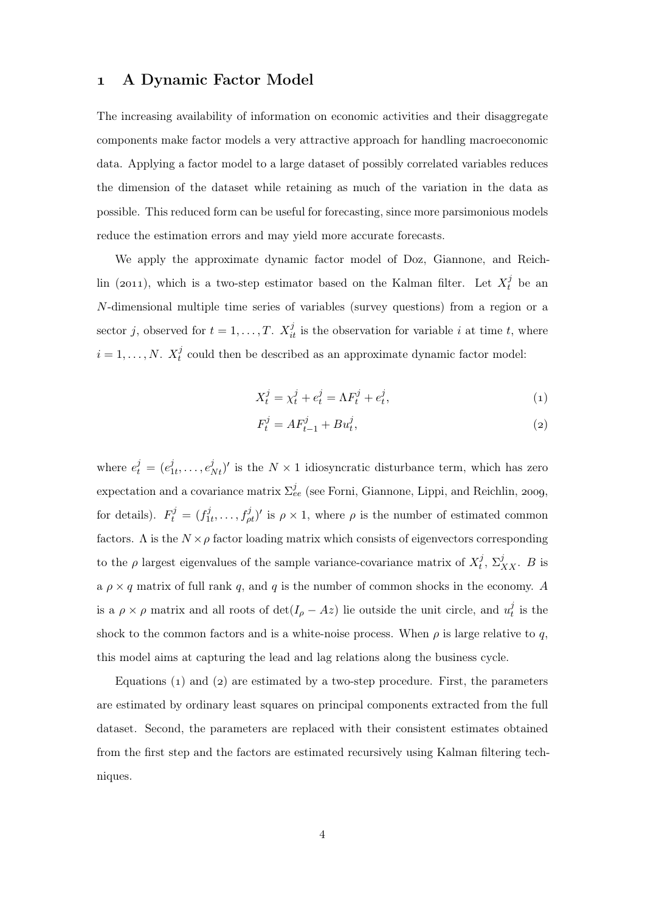# 1 A Dynamic Factor Model

The increasing availability of information on economic activities and their disaggregate components make factor models a very attractive approach for handling macroeconomic data. Applying a factor model to a large dataset of possibly correlated variables reduces the dimension of the dataset while retaining as much of the variation in the data as possible. This reduced form can be useful for forecasting, since more parsimonious models reduce the estimation errors and may yield more accurate forecasts.

We apply the approximate dynamic factor model of Doz, Giannone, and Reichlin (2011), which is a two-step estimator based on the Kalman filter. Let $X_t^j$ be an $N$-dimensional multiple time series of variables (survey questions) from a region or a sector $j$, observed for $t = 1, \ldots, T$. $X_{it}^j$ is the observation for variable $i$ at time $t$, where $i = 1, \ldots, N$. $X_t^j$ could then be described as an approximate dynamic factor model:

$$X_t^j = \chi_t^j + e_t^j = \Lambda F_t^j + e_t^j, \tag{1}$$

$$F_t^j = A F_{t-1}^j + B u_t^j, \tag{2}$$

where $e_t^j = (e_{1t}^j, \ldots, e_{Nt}^j)'$ is the $N \times 1$ idiosyncratic disturbance term, which has zero expectation and a covariance matrix $\Sigma_{ee}^j$ (see Forni, Giannone, Lippi, and Reichlin, 2009, for details). $F_t^j = (f_{1t}^j, \ldots, f_{\rho t}^j)'$ is $\rho \times 1$, where $\rho$ is the number of estimated common factors. $\Lambda$ is the $N \times \rho$ factor loading matrix which consists of eigenvectors corresponding to the $\rho$ largest eigenvalues of the sample variance-covariance matrix of $X_t^j$, $\Sigma_{XX}^j$. $B$ is a $\rho \times q$ matrix of full rank $q$, and $q$ is the number of common shocks in the economy. $A$ is a $\rho \times \rho$ matrix and all roots of $\det(I_\rho - Az)$ lie outside the unit circle, and $u_t^j$ is the shock to the common factors and is a white-noise process. When $\rho$ is large relative to $q$, this model aims at capturing the lead and lag relations along the business cycle.

Equations (1) and (2) are estimated by a two-step procedure. First, the parameters are estimated by ordinary least squares on principal components extracted from the full dataset. Second, the parameters are replaced with their consistent estimates obtained from the first step and the factors are estimated recursively using Kalman filtering techniques.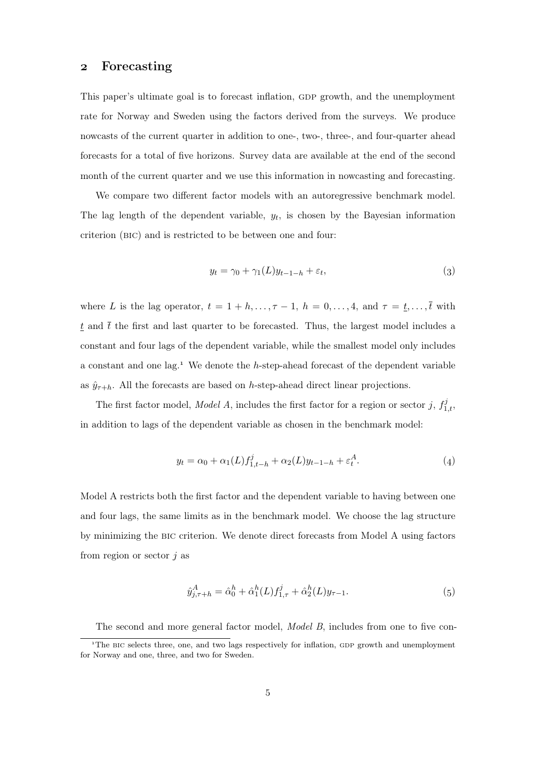## 2 Forecasting

This paper's ultimate goal is to forecast inflation, GDP growth, and the unemployment rate for Norway and Sweden using the factors derived from the surveys. We produce nowcasts of the current quarter in addition to one-, two-, three-, and four-quarter ahead forecasts for a total of five horizons. Survey data are available at the end of the second month of the current quarter and we use this information in nowcasting and forecasting.

We compare two different factor models with an autoregressive benchmark model. The lag length of the dependent variable, $y_t$, is chosen by the Bayesian information criterion (BIC) and is restricted to be between one and four:

$$y_t = \gamma_0 + \gamma_1(L)y_{t-1-h} + \varepsilon_t, \tag{3}$$

where $L$ is the lag operator, $t = 1+h, \dots, \tau - 1$, $h = 0, \dots, 4$, and $\tau = \underline{t}, \dots, \overline{t}$ with $\underline{t}$ and $\overline{t}$ the first and last quarter to be forecasted. Thus, the largest model includes a constant and four lags of the dependent variable, while the smallest model only includes a constant and one lag.[1] We denote the $h$-step-ahead forecast of the dependent variable as $\hat{y}_{\tau+h}$. All the forecasts are based on $h$-step-ahead direct linear projections.

The first factor model, *Model A*, includes the first factor for a region or sector $j$, $f^j_{1,t}$, in addition to lags of the dependent variable as chosen in the benchmark model:

$$y_t = \alpha_0 + \alpha_1(L)f^j_{1,t-h} + \alpha_2(L)y_{t-1-h} + \varepsilon^A_t. \tag{4}$$

Model A restricts both the first factor and the dependent variable to having between one and four lags, the same limits as in the benchmark model. We choose the lag structure by minimizing the BIC criterion. We denote direct forecasts from Model A using factors from region or sector $j$ as

$$\hat{y}^A_{j,\tau+h} = \hat{\alpha}^h_0 + \hat{\alpha}^h_1(L)f^j_{1,\tau} + \hat{\alpha}^h_2(L)y_{\tau-1}. \tag{5}$$

The second and more general factor model, *Model B*, includes from one to five con-

[1] The BIC selects three, one, and two lags respectively for inflation, GDP growth and unemployment for Norway and one, three, and two for Sweden.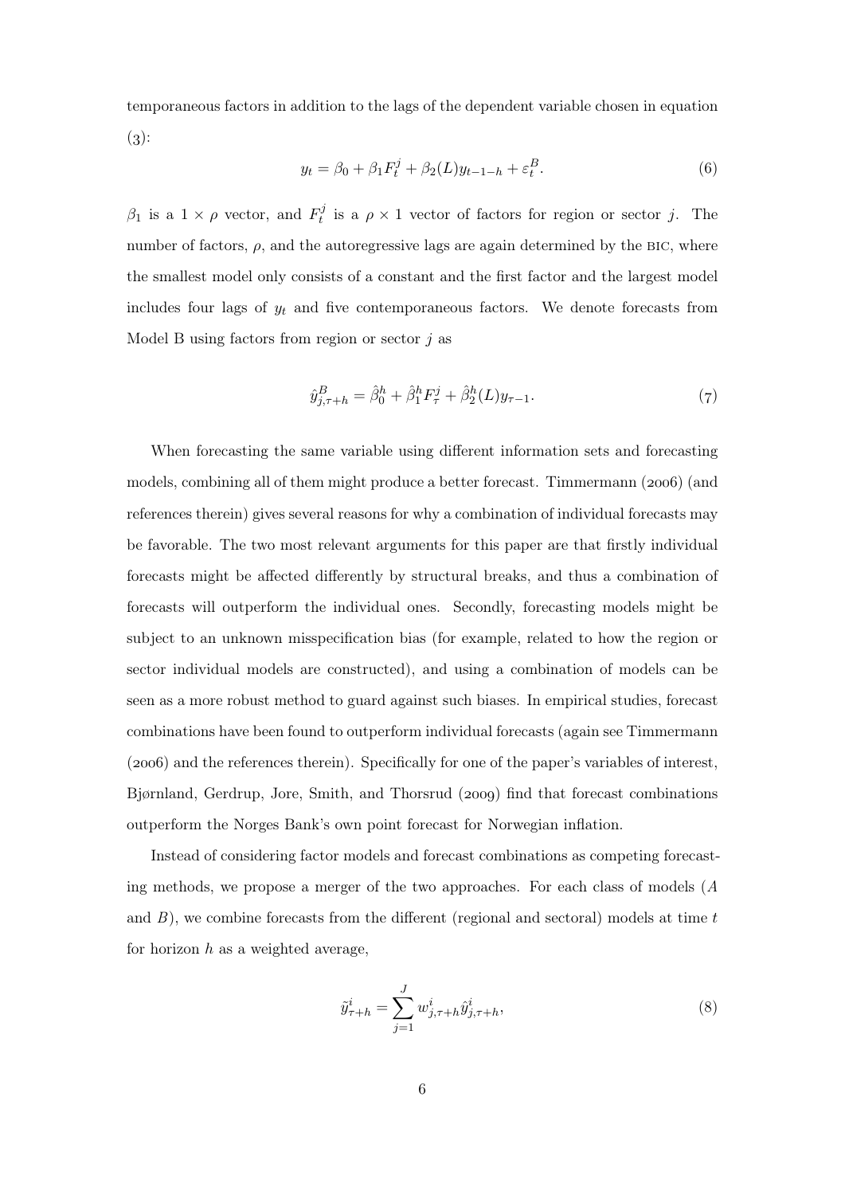temporaneous factors in addition to the lags of the dependent variable chosen in equation (3):

$$y_t = \beta_0 + \beta_1 F_t^j + \beta_2(L) y_{t-1-h} + \varepsilon_t^B. \tag{6}$$

$\beta_1$ is a $1 \times \rho$ vector, and $F_t^j$ is a $\rho \times 1$ vector of factors for region or sector $j$. The number of factors, $\rho$, and the autoregressive lags are again determined by the BIC, where the smallest model only consists of a constant and the first factor and the largest model includes four lags of $y_t$ and five contemporaneous factors. We denote forecasts from Model B using factors from region or sector $j$ as

$$\hat{y}_{j,\tau+h}^B = \hat{\beta}_0^h + \hat{\beta}_1^h F_\tau^j + \hat{\beta}_2^h(L) y_{\tau-1}. \tag{7}$$

When forecasting the same variable using different information sets and forecasting models, combining all of them might produce a better forecast. Timmermann (2006) (and references therein) gives several reasons for why a combination of individual forecasts may be favorable. The two most relevant arguments for this paper are that firstly individual forecasts might be affected differently by structural breaks, and thus a combination of forecasts will outperform the individual ones. Secondly, forecasting models might be subject to an unknown misspecification bias (for example, related to how the region or sector individual models are constructed), and using a combination of models can be seen as a more robust method to guard against such biases. In empirical studies, forecast combinations have been found to outperform individual forecasts (again see Timmermann (2006) and the references therein). Specifically for one of the paper's variables of interest, Bjørnland, Gerdrup, Jore, Smith, and Thorsrud (2009) find that forecast combinations outperform the Norges Bank's own point forecast for Norwegian inflation.

Instead of considering factor models and forecast combinations as competing forecasting methods, we propose a merger of the two approaches. For each class of models ($A$ and $B$), we combine forecasts from the different (regional and sectoral) models at time $t$ for horizon $h$ as a weighted average,

$$\tilde{y}_{\tau+h}^i = \sum_{j=1}^{J} w_{j,\tau+h}^i \hat{y}_{j,\tau+h}^i, \tag{8}$$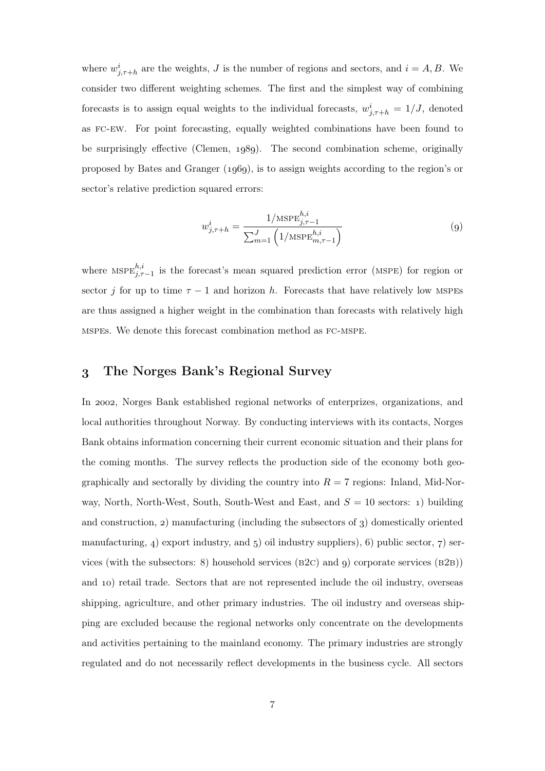where $w^i_{j,\tau+h}$ are the weights, $J$ is the number of regions and sectors, and $i = A, B$. We consider two different weighting schemes. The first and the simplest way of combining forecasts is to assign equal weights to the individual forecasts, $w^i_{j,\tau+h} = 1/J$, denoted as FC-EW. For point forecasting, equally weighted combinations have been found to be surprisingly effective (Clemen, 1989). The second combination scheme, originally proposed by Bates and Granger (1969), is to assign weights according to the region's or sector's relative prediction squared errors:

$$w^i_{j,\tau+h} = \frac{1/\text{MSPE}^{h,i}_{j,\tau-1}}{\sum_{m=1}^{J}\left(1/\text{MSPE}^{h,i}_{m,\tau-1}\right)} \tag{9}$$

where $\text{MSPE}^{h,i}_{j,\tau-1}$ is the forecast's mean squared prediction error (MSPE) for region or sector $j$ for up to time $\tau - 1$ and horizon $h$. Forecasts that have relatively low MSPEs are thus assigned a higher weight in the combination than forecasts with relatively high MSPEs. We denote this forecast combination method as FC-MSPE.

## 3 The Norges Bank's Regional Survey

In 2002, Norges Bank established regional networks of enterprizes, organizations, and local authorities throughout Norway. By conducting interviews with its contacts, Norges Bank obtains information concerning their current economic situation and their plans for the coming months. The survey reflects the production side of the economy both geographically and sectorally by dividing the country into $R = 7$ regions: Inland, Mid-Norway, North, North-West, South, South-West and East, and $S = 10$ sectors: 1) building and construction, 2) manufacturing (including the subsectors of 3) domestically oriented manufacturing, 4) export industry, and 5) oil industry suppliers), 6) public sector, 7) services (with the subsectors: 8) household services (B2C) and 9) corporate services (B2B)) and 10) retail trade. Sectors that are not represented include the oil industry, overseas shipping, agriculture, and other primary industries. The oil industry and overseas shipping are excluded because the regional networks only concentrate on the developments and activities pertaining to the mainland economy. The primary industries are strongly regulated and do not necessarily reflect developments in the business cycle. All sectors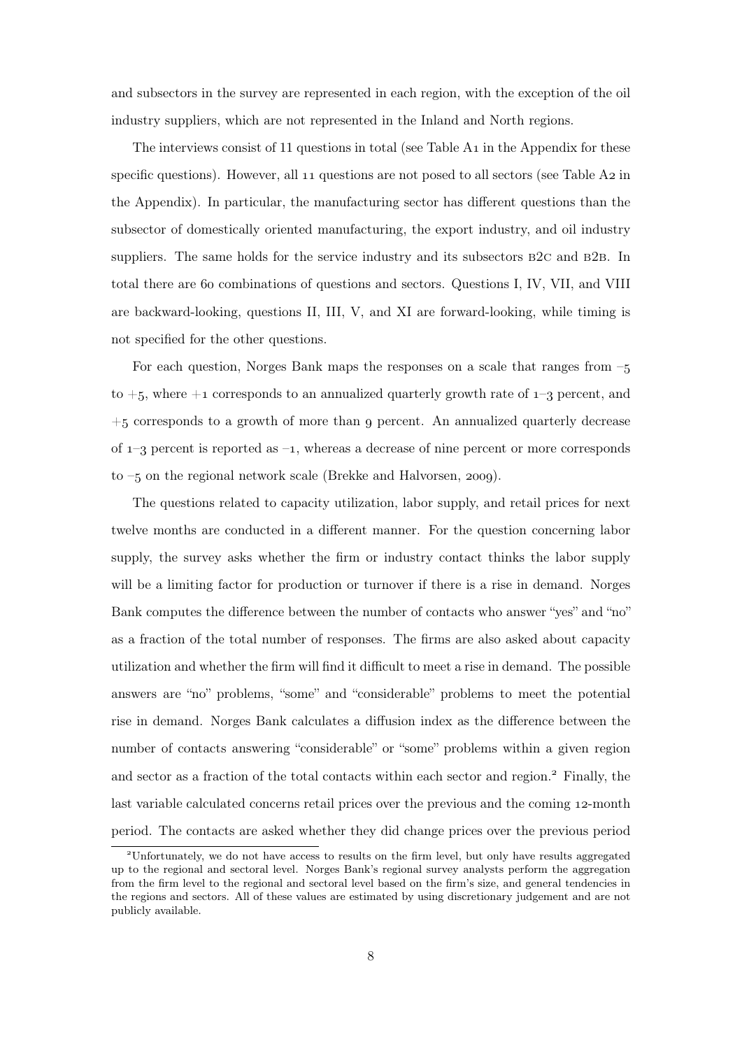and subsectors in the survey are represented in each region, with the exception of the oil industry suppliers, which are not represented in the Inland and North regions.

The interviews consist of 11 questions in total (see Table A1 in the Appendix for these specific questions). However, all 11 questions are not posed to all sectors (see Table A2 in the Appendix). In particular, the manufacturing sector has different questions than the subsector of domestically oriented manufacturing, the export industry, and oil industry suppliers. The same holds for the service industry and its subsectors B2C and B2B. In total there are 60 combinations of questions and sectors. Questions I, IV, VII, and VIII are backward-looking, questions II, III, V, and XI are forward-looking, while timing is not specified for the other questions.

For each question, Norges Bank maps the responses on a scale that ranges from –5 to +5, where +1 corresponds to an annualized quarterly growth rate of 1–3 percent, and +5 corresponds to a growth of more than 9 percent. An annualized quarterly decrease of 1–3 percent is reported as –1, whereas a decrease of nine percent or more corresponds to –5 on the regional network scale (Brekke and Halvorsen, 2009).

The questions related to capacity utilization, labor supply, and retail prices for next twelve months are conducted in a different manner. For the question concerning labor supply, the survey asks whether the firm or industry contact thinks the labor supply will be a limiting factor for production or turnover if there is a rise in demand. Norges Bank computes the difference between the number of contacts who answer "yes" and "no" as a fraction of the total number of responses. The firms are also asked about capacity utilization and whether the firm will find it difficult to meet a rise in demand. The possible answers are "no" problems, "some" and "considerable" problems to meet the potential rise in demand. Norges Bank calculates a diffusion index as the difference between the number of contacts answering "considerable" or "some" problems within a given region and sector as a fraction of the total contacts within each sector and region.[2] Finally, the last variable calculated concerns retail prices over the previous and the coming 12-month period. The contacts are asked whether they did change prices over the previous period

[2]Unfortunately, we do not have access to results on the firm level, but only have results aggregated up to the regional and sectoral level. Norges Bank's regional survey analysts perform the aggregation from the firm level to the regional and sectoral level based on the firm's size, and general tendencies in the regions and sectors. All of these values are estimated by using discretionary judgement and are not publicly available.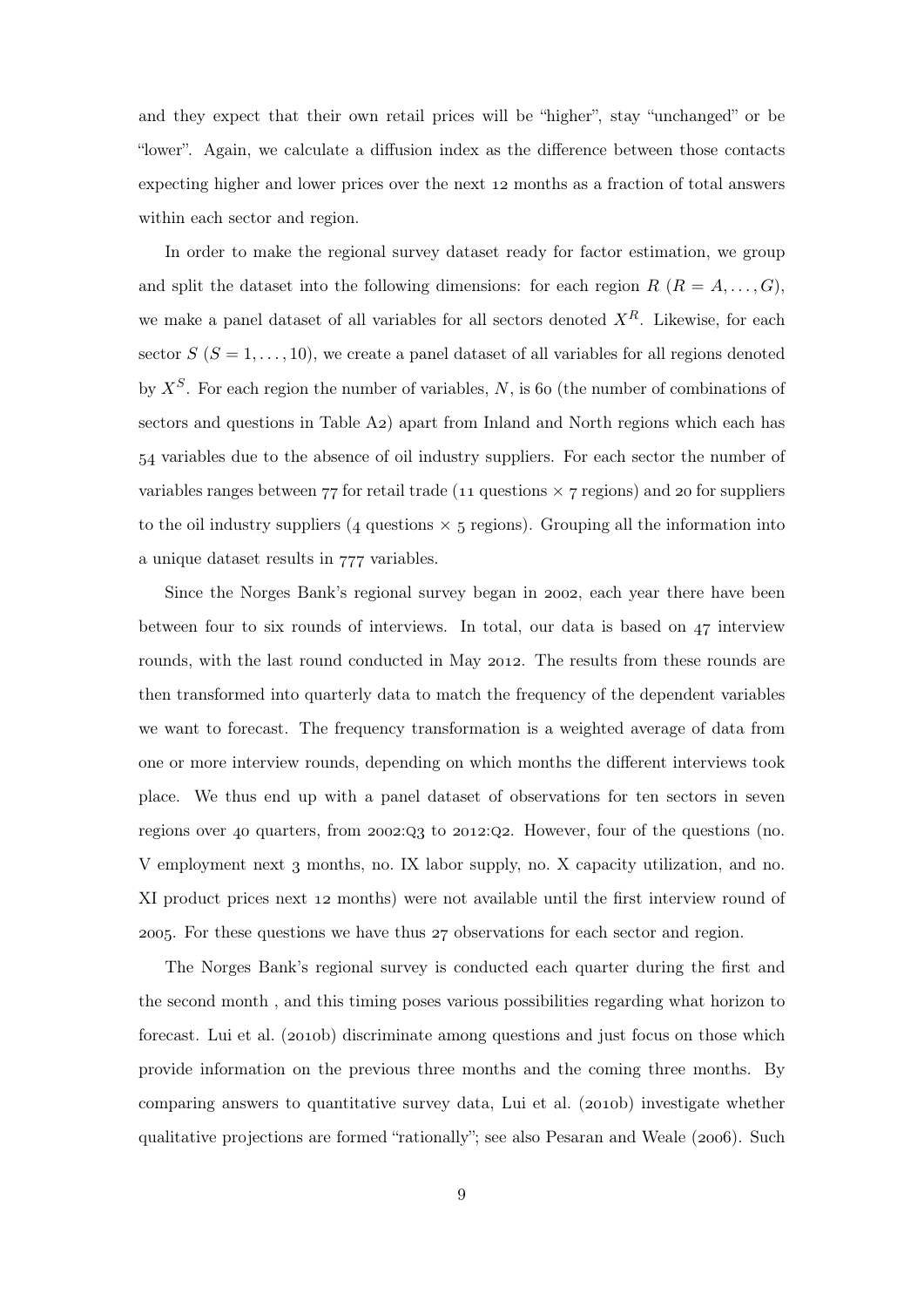and they expect that their own retail prices will be "higher", stay "unchanged" or be "lower". Again, we calculate a diffusion index as the difference between those contacts expecting higher and lower prices over the next 12 months as a fraction of total answers within each sector and region.

In order to make the regional survey dataset ready for factor estimation, we group and split the dataset into the following dimensions: for each region $R$ ($R = A, \ldots, G$), we make a panel dataset of all variables for all sectors denoted $X^R$. Likewise, for each sector $S$ ($S = 1, \ldots, 10$), we create a panel dataset of all variables for all regions denoted by $X^S$. For each region the number of variables, $N$, is 60 (the number of combinations of sectors and questions in Table A2) apart from Inland and North regions which each has 54 variables due to the absence of oil industry suppliers. For each sector the number of variables ranges between 77 for retail trade (11 questions $\times$ 7 regions) and 20 for suppliers to the oil industry suppliers (4 questions $\times$ 5 regions). Grouping all the information into a unique dataset results in 777 variables.

Since the Norges Bank's regional survey began in 2002, each year there have been between four to six rounds of interviews. In total, our data is based on 47 interview rounds, with the last round conducted in May 2012. The results from these rounds are then transformed into quarterly data to match the frequency of the dependent variables we want to forecast. The frequency transformation is a weighted average of data from one or more interview rounds, depending on which months the different interviews took place. We thus end up with a panel dataset of observations for ten sectors in seven regions over 40 quarters, from 2002:Q3 to 2012:Q2. However, four of the questions (no. V employment next 3 months, no. IX labor supply, no. X capacity utilization, and no. XI product prices next 12 months) were not available until the first interview round of 2005. For these questions we have thus 27 observations for each sector and region.

The Norges Bank's regional survey is conducted each quarter during the first and the second month , and this timing poses various possibilities regarding what horizon to forecast. Lui et al. (2010b) discriminate among questions and just focus on those which provide information on the previous three months and the coming three months. By comparing answers to quantitative survey data, Lui et al. (2010b) investigate whether qualitative projections are formed "rationally"; see also Pesaran and Weale (2006). Such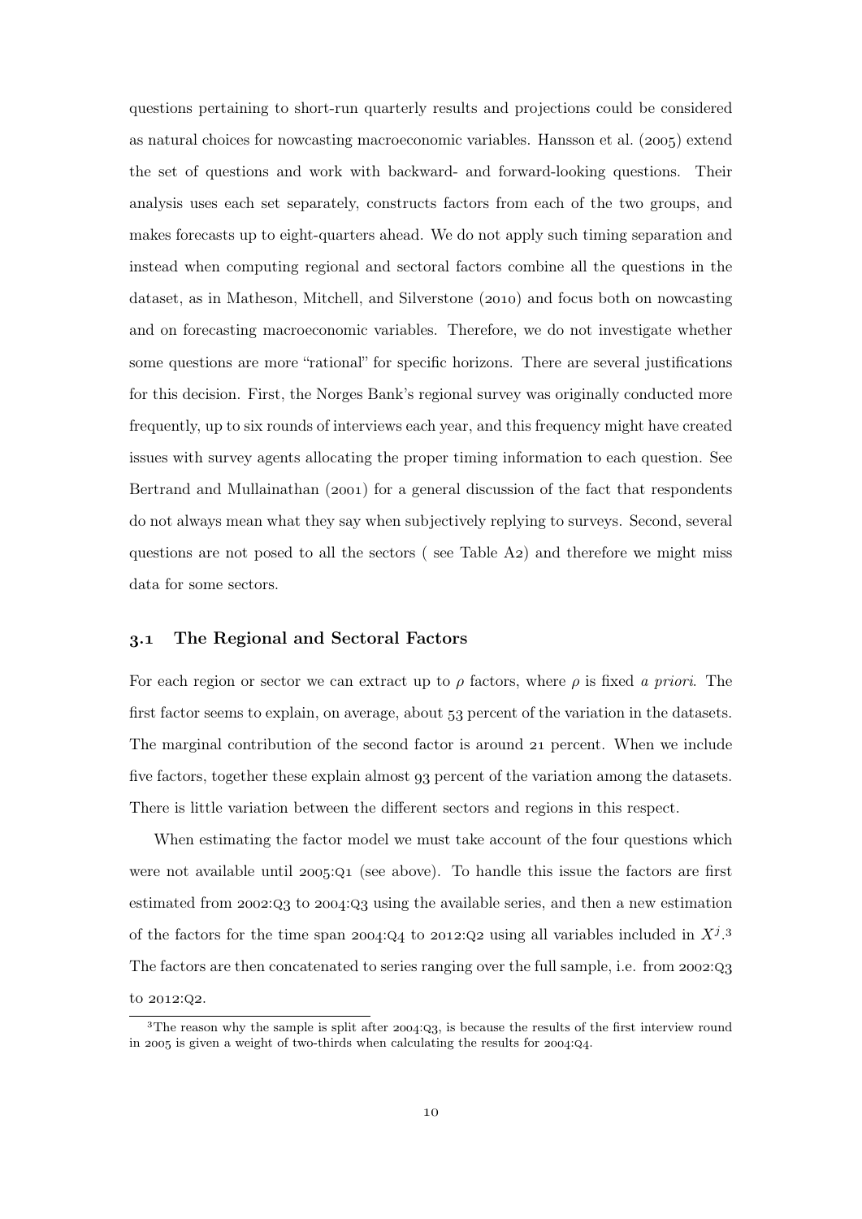questions pertaining to short-run quarterly results and projections could be considered as natural choices for nowcasting macroeconomic variables. Hansson et al. (2005) extend the set of questions and work with backward- and forward-looking questions. Their analysis uses each set separately, constructs factors from each of the two groups, and makes forecasts up to eight-quarters ahead. We do not apply such timing separation and instead when computing regional and sectoral factors combine all the questions in the dataset, as in Matheson, Mitchell, and Silverstone (2010) and focus both on nowcasting and on forecasting macroeconomic variables. Therefore, we do not investigate whether some questions are more "rational" for specific horizons. There are several justifications for this decision. First, the Norges Bank's regional survey was originally conducted more frequently, up to six rounds of interviews each year, and this frequency might have created issues with survey agents allocating the proper timing information to each question. See Bertrand and Mullainathan (2001) for a general discussion of the fact that respondents do not always mean what they say when subjectively replying to surveys. Second, several questions are not posed to all the sectors ( see Table A2) and therefore we might miss data for some sectors.

### 3.1 The Regional and Sectoral Factors

For each region or sector we can extract up to $\rho$ factors, where $\rho$ is fixed *a priori*. The first factor seems to explain, on average, about 53 percent of the variation in the datasets. The marginal contribution of the second factor is around 21 percent. When we include five factors, together these explain almost 93 percent of the variation among the datasets. There is little variation between the different sectors and regions in this respect.

When estimating the factor model we must take account of the four questions which were not available until 2005:Q1 (see above). To handle this issue the factors are first estimated from 2002:Q3 to 2004:Q3 using the available series, and then a new estimation of the factors for the time span 2004:Q4 to 2012:Q2 using all variables included in $X^j$.[3] The factors are then concatenated to series ranging over the full sample, i.e. from 2002:Q3 to 2012:Q2.

[3] The reason why the sample is split after 2004:Q3, is because the results of the first interview round in 2005 is given a weight of two-thirds when calculating the results for 2004:Q4.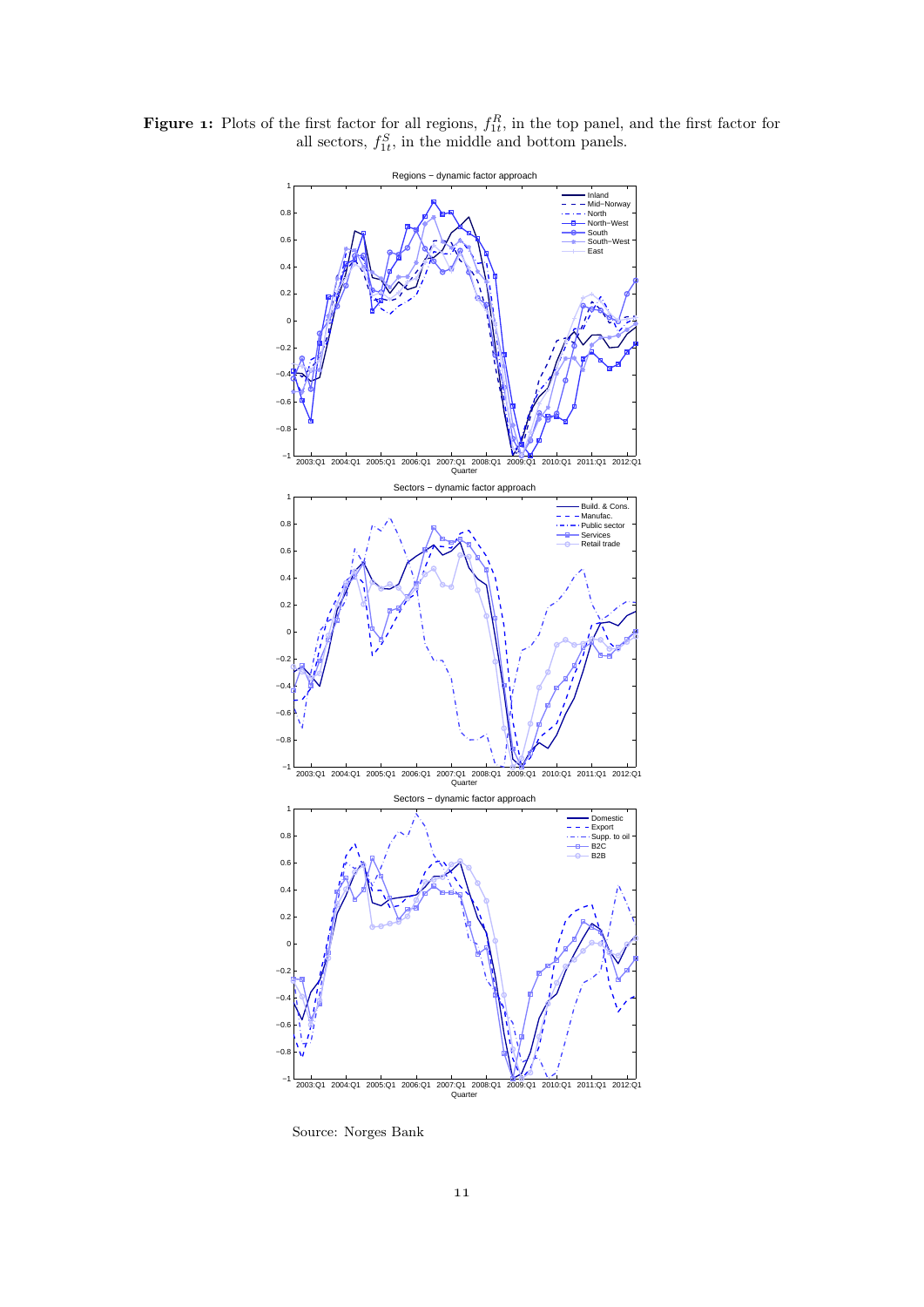**Figure 1:** Plots of the first factor for all regions, $f_{1t}^R$, in the top panel, and the first factor for all sectors, $f_{1t}^S$, in the middle and bottom panels.

Source: Norges Bank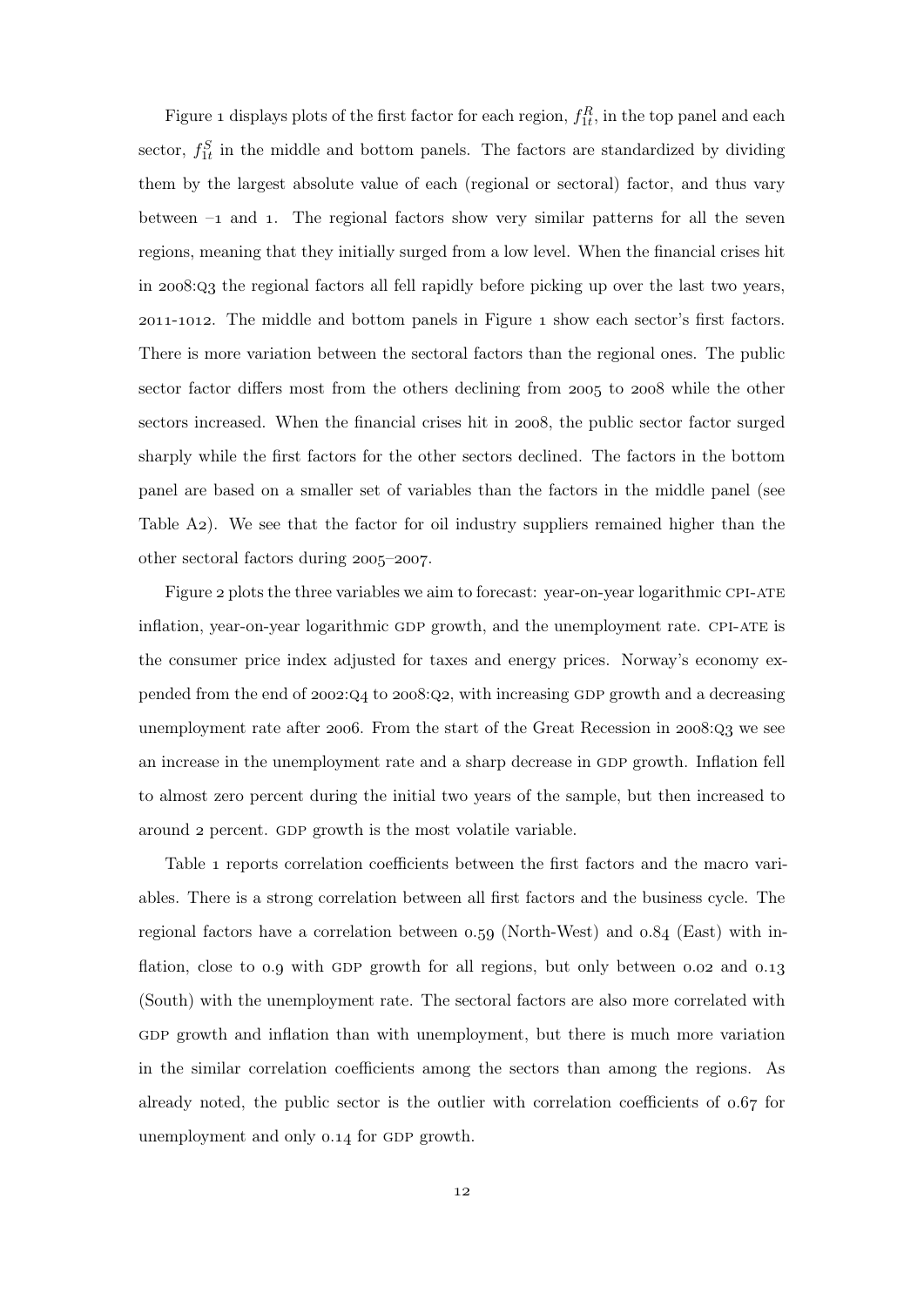Figure 1 displays plots of the first factor for each region, $f_{1t}^R$, in the top panel and each sector, $f_{1t}^S$ in the middle and bottom panels. The factors are standardized by dividing them by the largest absolute value of each (regional or sectoral) factor, and thus vary between –1 and 1. The regional factors show very similar patterns for all the seven regions, meaning that they initially surged from a low level. When the financial crises hit in 2008:Q3 the regional factors all fell rapidly before picking up over the last two years, 2011-1012. The middle and bottom panels in Figure 1 show each sector's first factors. There is more variation between the sectoral factors than the regional ones. The public sector factor differs most from the others declining from 2005 to 2008 while the other sectors increased. When the financial crises hit in 2008, the public sector factor surged sharply while the first factors for the other sectors declined. The factors in the bottom panel are based on a smaller set of variables than the factors in the middle panel (see Table A2). We see that the factor for oil industry suppliers remained higher than the other sectoral factors during 2005–2007.

Figure 2 plots the three variables we aim to forecast: year-on-year logarithmic CPI-ATE inflation, year-on-year logarithmic GDP growth, and the unemployment rate. CPI-ATE is the consumer price index adjusted for taxes and energy prices. Norway's economy expended from the end of 2002:Q4 to 2008:Q2, with increasing GDP growth and a decreasing unemployment rate after 2006. From the start of the Great Recession in 2008:Q3 we see an increase in the unemployment rate and a sharp decrease in GDP growth. Inflation fell to almost zero percent during the initial two years of the sample, but then increased to around 2 percent. GDP growth is the most volatile variable.

Table 1 reports correlation coefficients between the first factors and the macro variables. There is a strong correlation between all first factors and the business cycle. The regional factors have a correlation between 0.59 (North-West) and 0.84 (East) with inflation, close to 0.9 with GDP growth for all regions, but only between 0.02 and 0.13 (South) with the unemployment rate. The sectoral factors are also more correlated with GDP growth and inflation than with unemployment, but there is much more variation in the similar correlation coefficients among the sectors than among the regions. As already noted, the public sector is the outlier with correlation coefficients of 0.67 for unemployment and only 0.14 for GDP growth.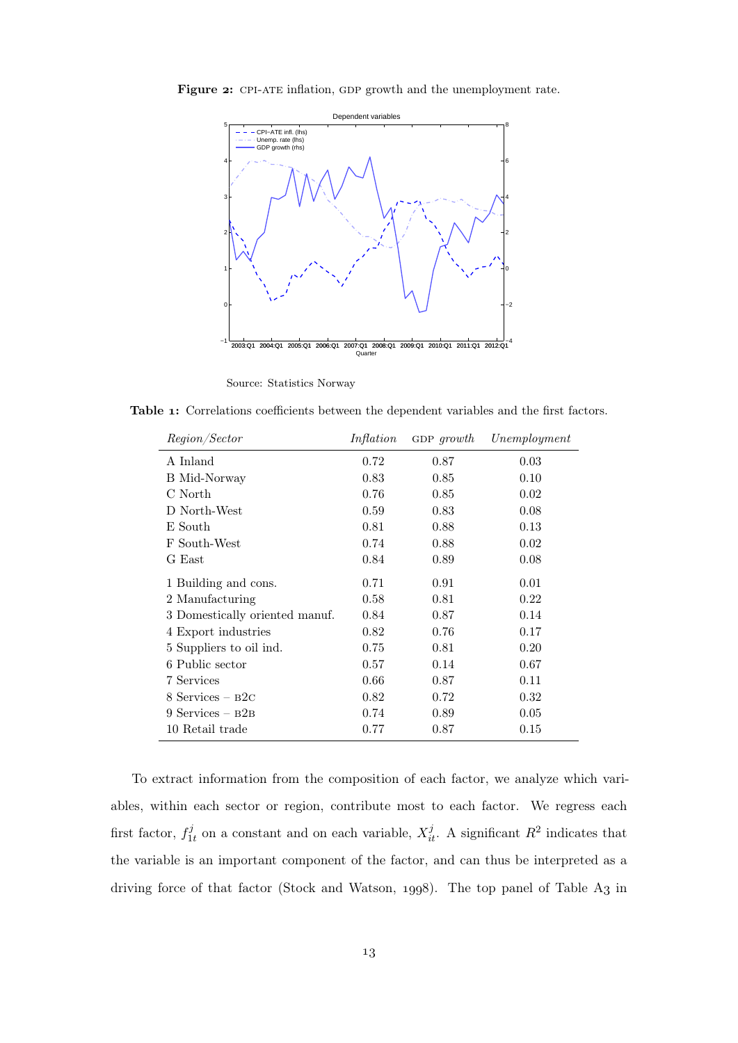**Figure 2:** CPI-ATE inflation, GDP growth and the unemployment rate.

Source: Statistics Norway

**Table 1:** Correlations coefficients between the dependent variables and the first factors.

| *Region/Sector* | *Inflation* | GDP *growth* | *Unemployment* |
|---|---|---|---|
| A Inland | 0.72 | 0.87 | 0.03 |
| B Mid-Norway | 0.83 | 0.85 | 0.10 |
| C North | 0.76 | 0.85 | 0.02 |
| D North-West | 0.59 | 0.83 | 0.08 |
| E South | 0.81 | 0.88 | 0.13 |
| F South-West | 0.74 | 0.88 | 0.02 |
| G East | 0.84 | 0.89 | 0.08 |
| 1 Building and cons. | 0.71 | 0.91 | 0.01 |
| 2 Manufacturing | 0.58 | 0.81 | 0.22 |
| 3 Domestically oriented manuf. | 0.84 | 0.87 | 0.14 |
| 4 Export industries | 0.82 | 0.76 | 0.17 |
| 5 Suppliers to oil ind. | 0.75 | 0.81 | 0.20 |
| 6 Public sector | 0.57 | 0.14 | 0.67 |
| 7 Services | 0.66 | 0.87 | 0.11 |
| 8 Services – B2C | 0.82 | 0.72 | 0.32 |
| 9 Services – B2B | 0.74 | 0.89 | 0.05 |
| 10 Retail trade | 0.77 | 0.87 | 0.15 |

To extract information from the composition of each factor, we analyze which variables, within each sector or region, contribute most to each factor. We regress each first factor, $f_{1t}^{j}$ on a constant and on each variable, $X_{it}^{j}$. A significant $R^2$ indicates that the variable is an important component of the factor, and can thus be interpreted as a driving force of that factor (Stock and Watson, 1998). The top panel of Table A3 in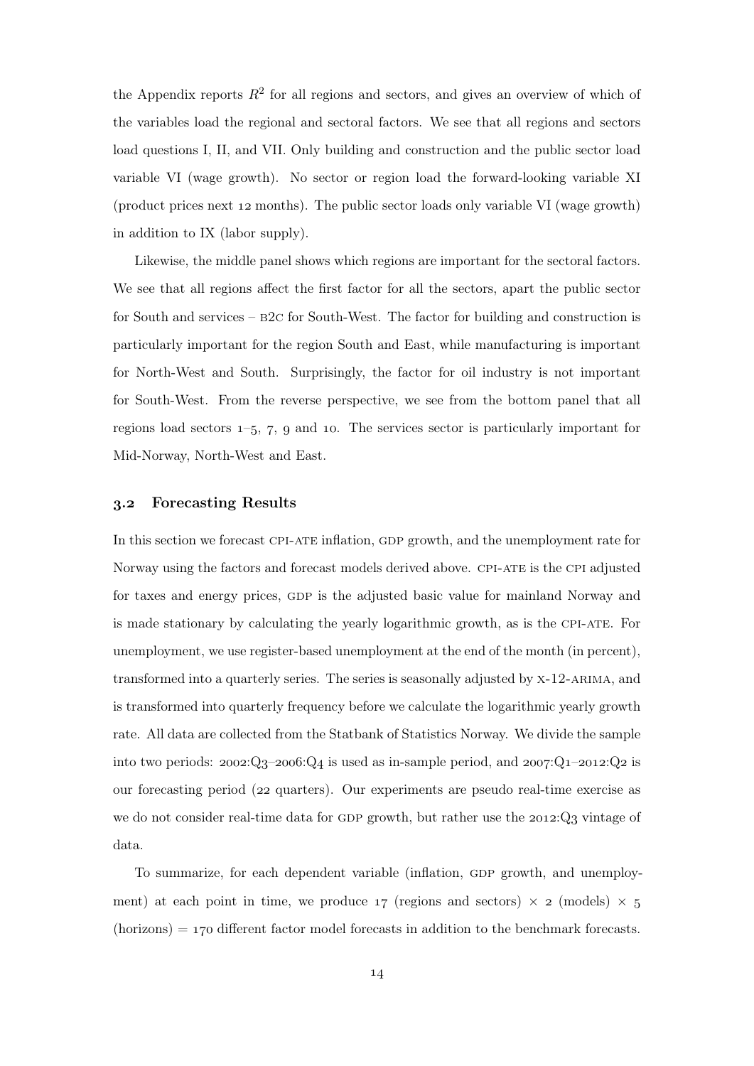the Appendix reports $R^2$ for all regions and sectors, and gives an overview of which of the variables load the regional and sectoral factors. We see that all regions and sectors load questions I, II, and VII. Only building and construction and the public sector load variable VI (wage growth). No sector or region load the forward-looking variable XI (product prices next 12 months). The public sector loads only variable VI (wage growth) in addition to IX (labor supply).

Likewise, the middle panel shows which regions are important for the sectoral factors. We see that all regions affect the first factor for all the sectors, apart the public sector for South and services – B2C for South-West. The factor for building and construction is particularly important for the region South and East, while manufacturing is important for North-West and South. Surprisingly, the factor for oil industry is not important for South-West. From the reverse perspective, we see from the bottom panel that all regions load sectors 1–5, 7, 9 and 10. The services sector is particularly important for Mid-Norway, North-West and East.

### 3.2 Forecasting Results

In this section we forecast CPI-ATE inflation, GDP growth, and the unemployment rate for Norway using the factors and forecast models derived above. CPI-ATE is the CPI adjusted for taxes and energy prices, GDP is the adjusted basic value for mainland Norway and is made stationary by calculating the yearly logarithmic growth, as is the CPI-ATE. For unemployment, we use register-based unemployment at the end of the month (in percent), transformed into a quarterly series. The series is seasonally adjusted by X-12-ARIMA, and is transformed into quarterly frequency before we calculate the logarithmic yearly growth rate. All data are collected from the Statbank of Statistics Norway. We divide the sample into two periods: 2002:Q3–2006:Q4 is used as in-sample period, and 2007:Q1–2012:Q2 is our forecasting period (22 quarters). Our experiments are pseudo real-time exercise as we do not consider real-time data for GDP growth, but rather use the 2012:Q3 vintage of data.

To summarize, for each dependent variable (inflation, GDP growth, and unemployment) at each point in time, we produce 17 (regions and sectors) $\times$ 2 (models) $\times$ 5 (horizons) $=$ 170 different factor model forecasts in addition to the benchmark forecasts.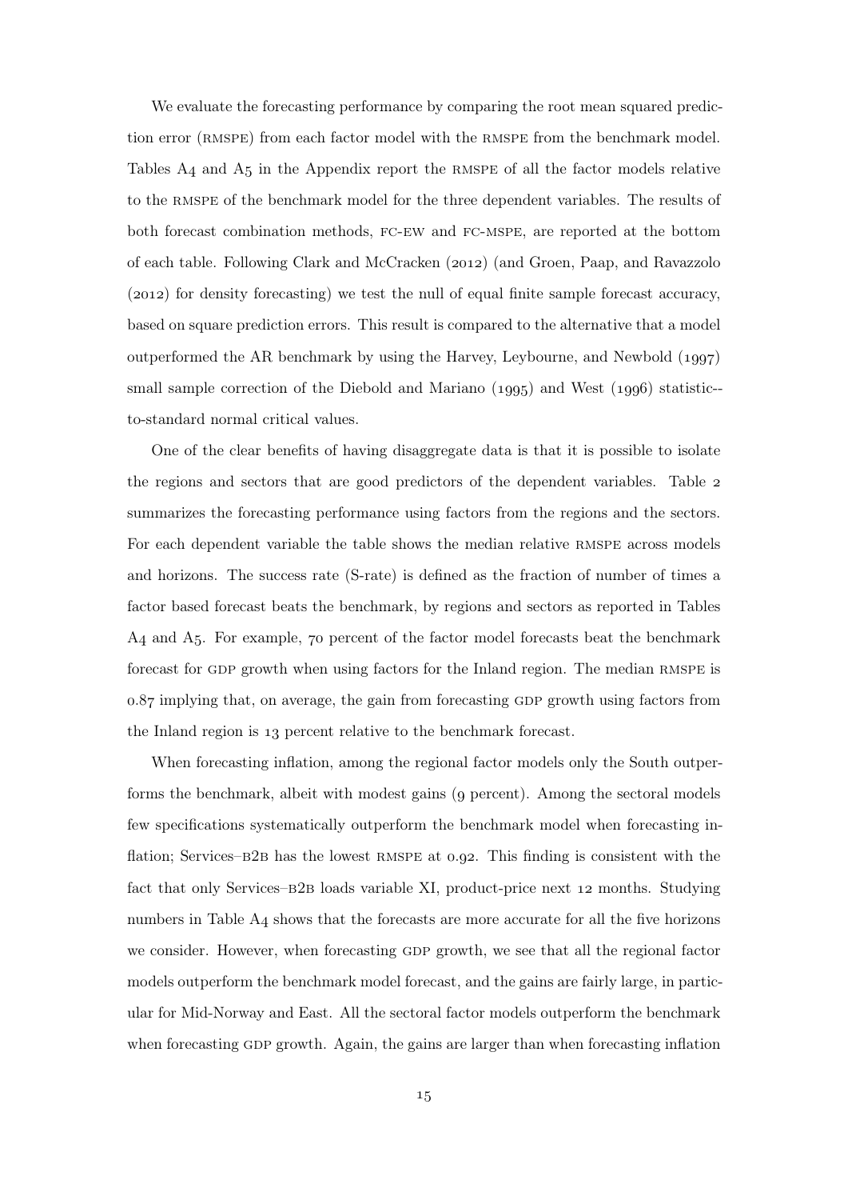We evaluate the forecasting performance by comparing the root mean squared prediction error (RMSPE) from each factor model with the RMSPE from the benchmark model. Tables A4 and A5 in the Appendix report the RMSPE of all the factor models relative to the RMSPE of the benchmark model for the three dependent variables. The results of both forecast combination methods, FC-EW and FC-MSPE, are reported at the bottom of each table. Following Clark and McCracken (2012) (and Groen, Paap, and Ravazzolo (2012) for density forecasting) we test the null of equal finite sample forecast accuracy, based on square prediction errors. This result is compared to the alternative that a model outperformed the AR benchmark by using the Harvey, Leybourne, and Newbold (1997) small sample correction of the Diebold and Mariano (1995) and West (1996) statistic-to-standard normal critical values.

One of the clear benefits of having disaggregate data is that it is possible to isolate the regions and sectors that are good predictors of the dependent variables. Table 2 summarizes the forecasting performance using factors from the regions and the sectors. For each dependent variable the table shows the median relative RMSPE across models and horizons. The success rate (S-rate) is defined as the fraction of number of times a factor based forecast beats the benchmark, by regions and sectors as reported in Tables A4 and A5. For example, 70 percent of the factor model forecasts beat the benchmark forecast for GDP growth when using factors for the Inland region. The median RMSPE is 0.87 implying that, on average, the gain from forecasting GDP growth using factors from the Inland region is 13 percent relative to the benchmark forecast.

When forecasting inflation, among the regional factor models only the South outperforms the benchmark, albeit with modest gains (9 percent). Among the sectoral models few specifications systematically outperform the benchmark model when forecasting inflation; Services–B2B has the lowest RMSPE at 0.92. This finding is consistent with the fact that only Services–B2B loads variable XI, product-price next 12 months. Studying numbers in Table A4 shows that the forecasts are more accurate for all the five horizons we consider. However, when forecasting GDP growth, we see that all the regional factor models outperform the benchmark model forecast, and the gains are fairly large, in particular for Mid-Norway and East. All the sectoral factor models outperform the benchmark when forecasting GDP growth. Again, the gains are larger than when forecasting inflation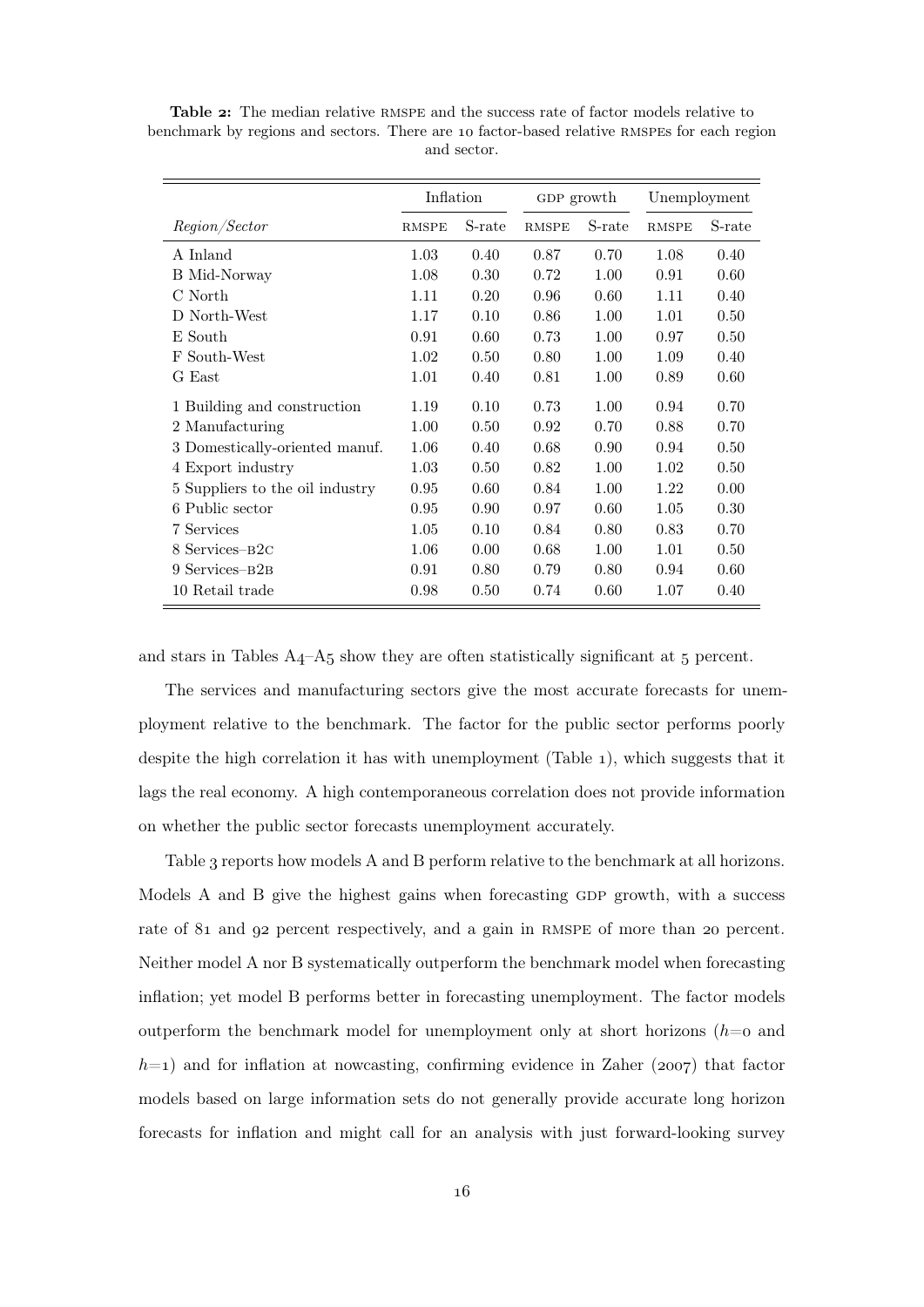**Table 2:** The median relative RMSPE and the success rate of factor models relative to benchmark by regions and sectors. There are 10 factor-based relative RMSPEs for each region and sector.

| | Inflation | | GDP growth | | Unemployment | |
|---|---|---|---|---|---|---|
| *Region/Sector* | RMSPE | S-rate | RMSPE | S-rate | RMSPE | S-rate |
| A Inland | 1.03 | 0.40 | 0.87 | 0.70 | 1.08 | 0.40 |
| B Mid-Norway | 1.08 | 0.30 | 0.72 | 1.00 | 0.91 | 0.60 |
| C North | 1.11 | 0.20 | 0.96 | 0.60 | 1.11 | 0.40 |
| D North-West | 1.17 | 0.10 | 0.86 | 1.00 | 1.01 | 0.50 |
| E South | 0.91 | 0.60 | 0.73 | 1.00 | 0.97 | 0.50 |
| F South-West | 1.02 | 0.50 | 0.80 | 1.00 | 1.09 | 0.40 |
| G East | 1.01 | 0.40 | 0.81 | 1.00 | 0.89 | 0.60 |
| 1 Building and construction | 1.19 | 0.10 | 0.73 | 1.00 | 0.94 | 0.70 |
| 2 Manufacturing | 1.00 | 0.50 | 0.92 | 0.70 | 0.88 | 0.70 |
| 3 Domestically-oriented manuf. | 1.06 | 0.40 | 0.68 | 0.90 | 0.94 | 0.50 |
| 4 Export industry | 1.03 | 0.50 | 0.82 | 1.00 | 1.02 | 0.50 |
| 5 Suppliers to the oil industry | 0.95 | 0.60 | 0.84 | 1.00 | 1.22 | 0.00 |
| 6 Public sector | 0.95 | 0.90 | 0.97 | 0.60 | 1.05 | 0.30 |
| 7 Services | 1.05 | 0.10 | 0.84 | 0.80 | 0.83 | 0.70 |
| 8 Services–B2C | 1.06 | 0.00 | 0.68 | 1.00 | 1.01 | 0.50 |
| 9 Services–B2B | 0.91 | 0.80 | 0.79 | 0.80 | 0.94 | 0.60 |
| 10 Retail trade | 0.98 | 0.50 | 0.74 | 0.60 | 1.07 | 0.40 |

and stars in Tables A4–A5 show they are often statistically significant at 5 percent.

The services and manufacturing sectors give the most accurate forecasts for unemployment relative to the benchmark. The factor for the public sector performs poorly despite the high correlation it has with unemployment (Table 1), which suggests that it lags the real economy. A high contemporaneous correlation does not provide information on whether the public sector forecasts unemployment accurately.

Table 3 reports how models A and B perform relative to the benchmark at all horizons. Models A and B give the highest gains when forecasting GDP growth, with a success rate of 81 and 92 percent respectively, and a gain in RMSPE of more than 20 percent. Neither model A nor B systematically outperform the benchmark model when forecasting inflation; yet model B performs better in forecasting unemployment. The factor models outperform the benchmark model for unemployment only at short horizons ($h$=0 and $h$=1) and for inflation at nowcasting, confirming evidence in Zaher (2007) that factor models based on large information sets do not generally provide accurate long horizon forecasts for inflation and might call for an analysis with just forward-looking survey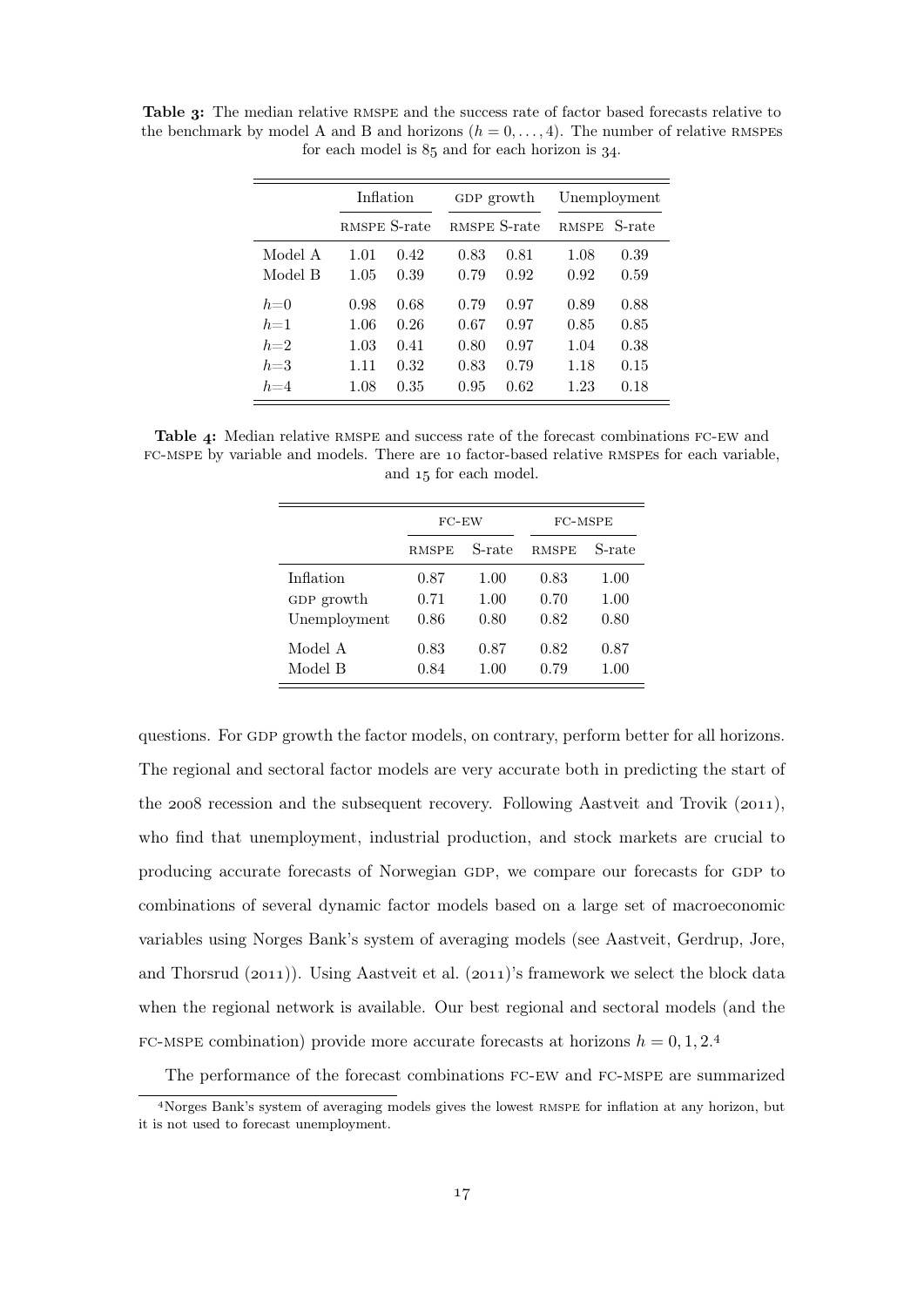**Table 3:** The median relative RMSPE and the success rate of factor based forecasts relative to the benchmark by model A and B and horizons ($h = 0, \ldots, 4$). The number of relative RMSPEs for each model is 85 and for each horizon is 34.

| | Inflation | | GDP growth | | Unemployment | |
|---|---|---|---|---|---|---|
| | RMSPE | S-rate | RMSPE | S-rate | RMSPE | S-rate |
| Model A | 1.01 | 0.42 | 0.83 | 0.81 | 1.08 | 0.39 |
| Model B | 1.05 | 0.39 | 0.79 | 0.92 | 0.92 | 0.59 |
| $h$=0 | 0.98 | 0.68 | 0.79 | 0.97 | 0.89 | 0.88 |
| $h$=1 | 1.06 | 0.26 | 0.67 | 0.97 | 0.85 | 0.85 |
| $h$=2 | 1.03 | 0.41 | 0.80 | 0.97 | 1.04 | 0.38 |
| $h$=3 | 1.11 | 0.32 | 0.83 | 0.79 | 1.18 | 0.15 |
| $h$=4 | 1.08 | 0.35 | 0.95 | 0.62 | 1.23 | 0.18 |

**Table 4:** Median relative RMSPE and success rate of the forecast combinations FC-EW and FC-MSPE by variable and models. There are 10 factor-based relative RMSPEs for each variable, and 15 for each model.

| | FC-EW | | FC-MSPE | |
|---|---|---|---|---|
| | RMSPE | S-rate | RMSPE | S-rate |
| Inflation | 0.87 | 1.00 | 0.83 | 1.00 |
| GDP growth | 0.71 | 1.00 | 0.70 | 1.00 |
| Unemployment | 0.86 | 0.80 | 0.82 | 0.80 |
| Model A | 0.83 | 0.87 | 0.82 | 0.87 |
| Model B | 0.84 | 1.00 | 0.79 | 1.00 |

questions. For GDP growth the factor models, on contrary, perform better for all horizons. The regional and sectoral factor models are very accurate both in predicting the start of the 2008 recession and the subsequent recovery. Following Aastveit and Trovik (2011), who find that unemployment, industrial production, and stock markets are crucial to producing accurate forecasts of Norwegian GDP, we compare our forecasts for GDP to combinations of several dynamic factor models based on a large set of macroeconomic variables using Norges Bank's system of averaging models (see Aastveit, Gerdrup, Jore, and Thorsrud (2011)). Using Aastveit et al. (2011)'s framework we select the block data when the regional network is available. Our best regional and sectoral models (and the FC-MSPE combination) provide more accurate forecasts at horizons $h = 0, 1, 2$.[4]

The performance of the forecast combinations FC-EW and FC-MSPE are summarized

[4] Norges Bank's system of averaging models gives the lowest RMSPE for inflation at any horizon, but it is not used to forecast unemployment.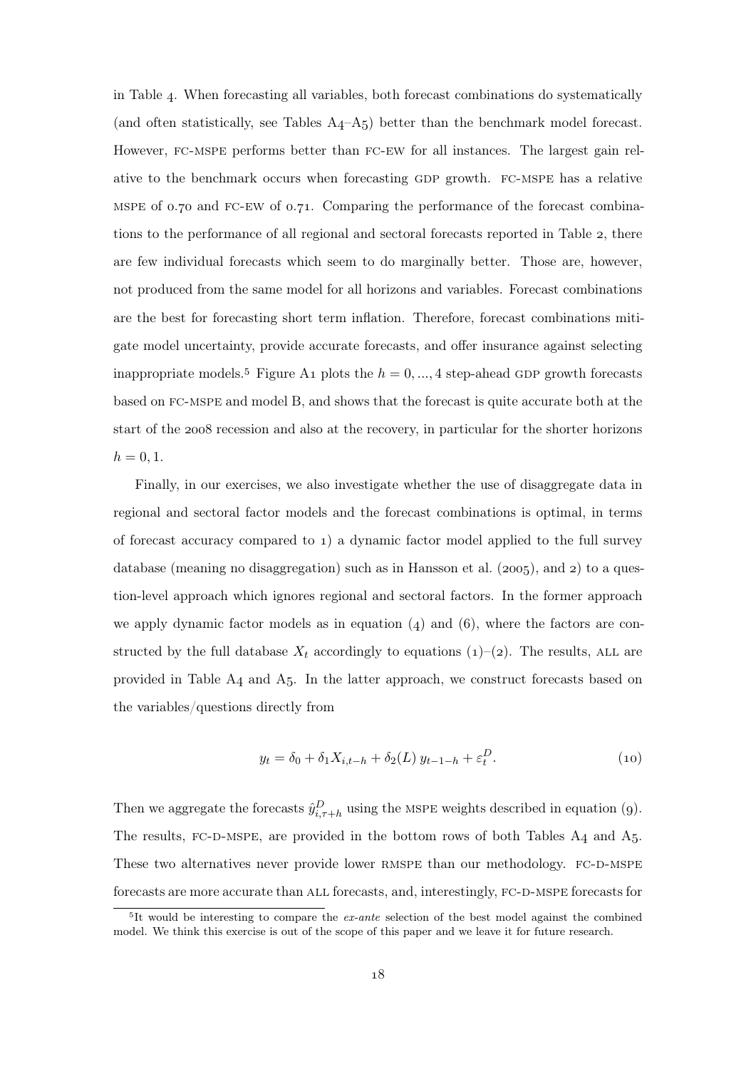in Table 4. When forecasting all variables, both forecast combinations do systematically (and often statistically, see Tables A4–A5) better than the benchmark model forecast. However, FC-MSPE performs better than FC-EW for all instances. The largest gain relative to the benchmark occurs when forecasting GDP growth. FC-MSPE has a relative MSPE of 0.70 and FC-EW of 0.71. Comparing the performance of the forecast combinations to the performance of all regional and sectoral forecasts reported in Table 2, there are few individual forecasts which seem to do marginally better. Those are, however, not produced from the same model for all horizons and variables. Forecast combinations are the best for forecasting short term inflation. Therefore, forecast combinations mitigate model uncertainty, provide accurate forecasts, and offer insurance against selecting inappropriate models.[5] Figure A1 plots the $h = 0, ..., 4$ step-ahead GDP growth forecasts based on FC-MSPE and model B, and shows that the forecast is quite accurate both at the start of the 2008 recession and also at the recovery, in particular for the shorter horizons $h = 0, 1$.

Finally, in our exercises, we also investigate whether the use of disaggregate data in regional and sectoral factor models and the forecast combinations is optimal, in terms of forecast accuracy compared to 1) a dynamic factor model applied to the full survey database (meaning no disaggregation) such as in Hansson et al. (2005), and 2) to a question-level approach which ignores regional and sectoral factors. In the former approach we apply dynamic factor models as in equation (4) and (6), where the factors are constructed by the full database $X_t$ accordingly to equations (1)–(2). The results, ALL are provided in Table A4 and A5. In the latter approach, we construct forecasts based on the variables/questions directly from

$$y_t = \delta_0 + \delta_1 X_{i,t-h} + \delta_2(L)\, y_{t-1-h} + \varepsilon_t^D. \tag{10}$$

Then we aggregate the forecasts $\hat{y}^D_{i,\tau+h}$ using the MSPE weights described in equation (9). The results, FC-D-MSPE, are provided in the bottom rows of both Tables A4 and A5. These two alternatives never provide lower RMSPE than our methodology. FC-D-MSPE forecasts are more accurate than ALL forecasts, and, interestingly, FC-D-MSPE forecasts for

[5]It would be interesting to compare the *ex-ante* selection of the best model against the combined model. We think this exercise is out of the scope of this paper and we leave it for future research.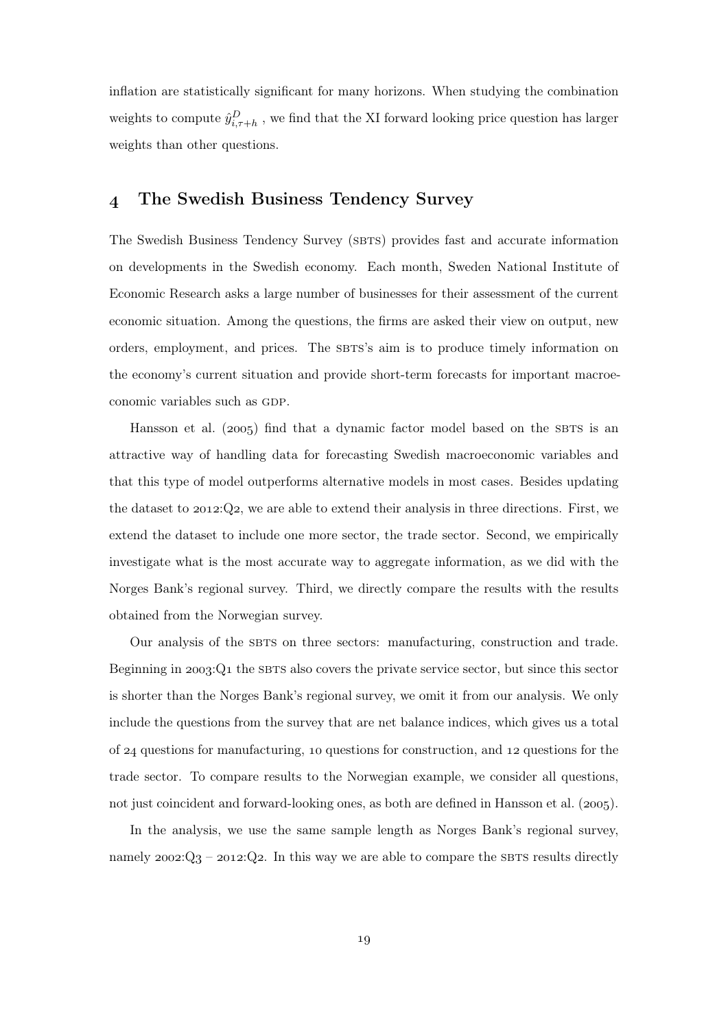inflation are statistically significant for many horizons. When studying the combination weights to compute $\hat{y}^D_{i,\tau+h}$ , we find that the XI forward looking price question has larger weights than other questions.

## 4 The Swedish Business Tendency Survey

The Swedish Business Tendency Survey (SBTS) provides fast and accurate information on developments in the Swedish economy. Each month, Sweden National Institute of Economic Research asks a large number of businesses for their assessment of the current economic situation. Among the questions, the firms are asked their view on output, new orders, employment, and prices. The SBTS's aim is to produce timely information on the economy's current situation and provide short-term forecasts for important macroeconomic variables such as GDP.

Hansson et al. (2005) find that a dynamic factor model based on the SBTS is an attractive way of handling data for forecasting Swedish macroeconomic variables and that this type of model outperforms alternative models in most cases. Besides updating the dataset to 2012:Q2, we are able to extend their analysis in three directions. First, we extend the dataset to include one more sector, the trade sector. Second, we empirically investigate what is the most accurate way to aggregate information, as we did with the Norges Bank's regional survey. Third, we directly compare the results with the results obtained from the Norwegian survey.

Our analysis of the SBTS on three sectors: manufacturing, construction and trade. Beginning in 2003:Q1 the SBTS also covers the private service sector, but since this sector is shorter than the Norges Bank's regional survey, we omit it from our analysis. We only include the questions from the survey that are net balance indices, which gives us a total of 24 questions for manufacturing, 10 questions for construction, and 12 questions for the trade sector. To compare results to the Norwegian example, we consider all questions, not just coincident and forward-looking ones, as both are defined in Hansson et al. (2005).

In the analysis, we use the same sample length as Norges Bank's regional survey, namely 2002:Q3 – 2012:Q2. In this way we are able to compare the SBTS results directly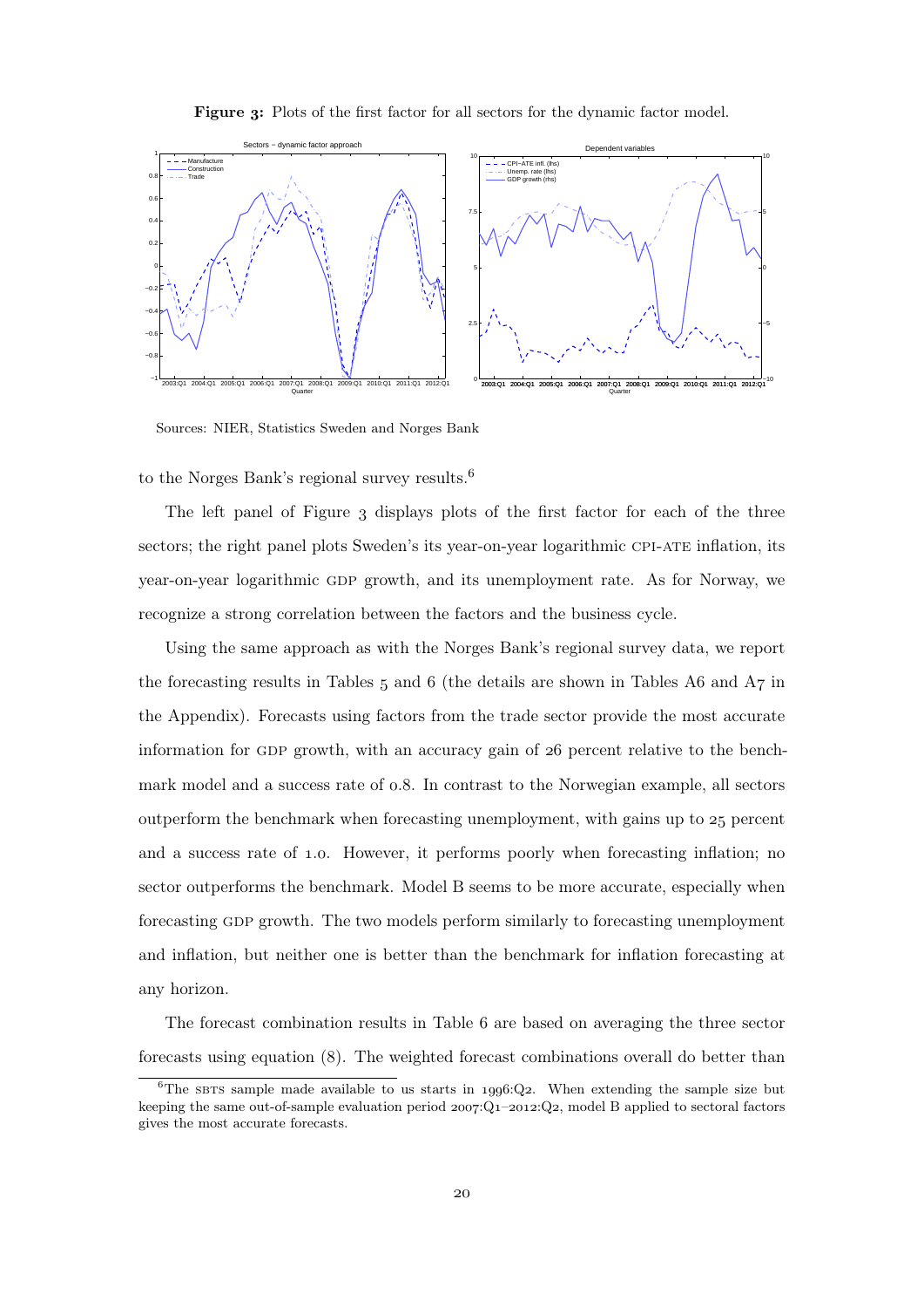**Figure 3:** Plots of the first factor for all sectors for the dynamic factor model.

Sources: NIER, Statistics Sweden and Norges Bank

to the Norges Bank's regional survey results.[6]

The left panel of Figure 3 displays plots of the first factor for each of the three sectors; the right panel plots Sweden's its year-on-year logarithmic CPI-ATE inflation, its year-on-year logarithmic GDP growth, and its unemployment rate. As for Norway, we recognize a strong correlation between the factors and the business cycle.

Using the same approach as with the Norges Bank's regional survey data, we report the forecasting results in Tables 5 and 6 (the details are shown in Tables A6 and A7 in the Appendix). Forecasts using factors from the trade sector provide the most accurate information for GDP growth, with an accuracy gain of 26 percent relative to the benchmark model and a success rate of 0.8. In contrast to the Norwegian example, all sectors outperform the benchmark when forecasting unemployment, with gains up to 25 percent and a success rate of 1.0. However, it performs poorly when forecasting inflation; no sector outperforms the benchmark. Model B seems to be more accurate, especially when forecasting GDP growth. The two models perform similarly to forecasting unemployment and inflation, but neither one is better than the benchmark for inflation forecasting at any horizon.

The forecast combination results in Table 6 are based on averaging the three sector forecasts using equation (8). The weighted forecast combinations overall do better than

[6] The SBTS sample made available to us starts in 1996:Q2. When extending the sample size but keeping the same out-of-sample evaluation period 2007:Q1–2012:Q2, model B applied to sectoral factors gives the most accurate forecasts.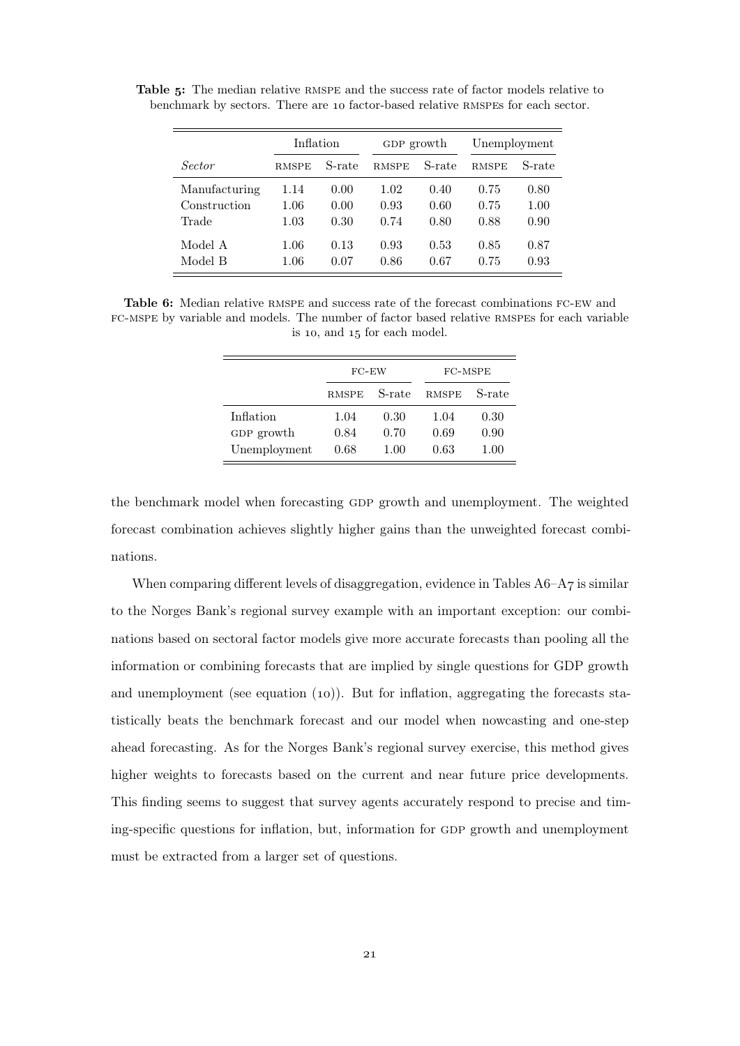**Table 5:** The median relative RMSPE and the success rate of factor models relative to benchmark by sectors. There are 10 factor-based relative RMSPEs for each sector.

| | Inflation | | GDP growth | | Unemployment | |
|---|---|---|---|---|---|---|
| *Sector* | RMSPE | S-rate | RMSPE | S-rate | RMSPE | S-rate |
| Manufacturing | 1.14 | 0.00 | 1.02 | 0.40 | 0.75 | 0.80 |
| Construction | 1.06 | 0.00 | 0.93 | 0.60 | 0.75 | 1.00 |
| Trade | 1.03 | 0.30 | 0.74 | 0.80 | 0.88 | 0.90 |
| Model A | 1.06 | 0.13 | 0.93 | 0.53 | 0.85 | 0.87 |
| Model B | 1.06 | 0.07 | 0.86 | 0.67 | 0.75 | 0.93 |

**Table 6:** Median relative RMSPE and success rate of the forecast combinations FC-EW and FC-MSPE by variable and models. The number of factor based relative RMSPEs for each variable is 10, and 15 for each model.

| | FC-EW | | FC-MSPE | |
|---|---|---|---|---|
| | RMSPE | S-rate | RMSPE | S-rate |
| Inflation | 1.04 | 0.30 | 1.04 | 0.30 |
| GDP growth | 0.84 | 0.70 | 0.69 | 0.90 |
| Unemployment | 0.68 | 1.00 | 0.63 | 1.00 |

the benchmark model when forecasting GDP growth and unemployment. The weighted forecast combination achieves slightly higher gains than the unweighted forecast combinations.

When comparing different levels of disaggregation, evidence in Tables A6–A7 is similar to the Norges Bank's regional survey example with an important exception: our combinations based on sectoral factor models give more accurate forecasts than pooling all the information or combining forecasts that are implied by single questions for GDP growth and unemployment (see equation (10)). But for inflation, aggregating the forecasts statistically beats the benchmark forecast and our model when nowcasting and one-step ahead forecasting. As for the Norges Bank's regional survey exercise, this method gives higher weights to forecasts based on the current and near future price developments. This finding seems to suggest that survey agents accurately respond to precise and timing-specific questions for inflation, but, information for GDP growth and unemployment must be extracted from a larger set of questions.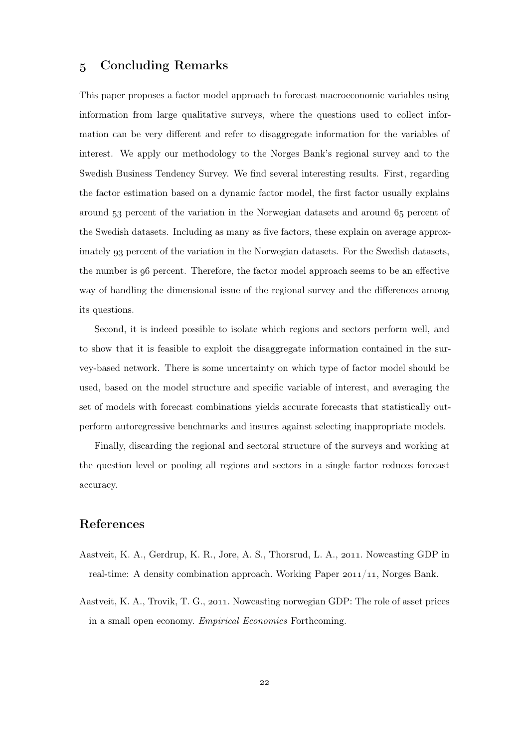## 5 Concluding Remarks

This paper proposes a factor model approach to forecast macroeconomic variables using information from large qualitative surveys, where the questions used to collect information can be very different and refer to disaggregate information for the variables of interest. We apply our methodology to the Norges Bank's regional survey and to the Swedish Business Tendency Survey. We find several interesting results. First, regarding the factor estimation based on a dynamic factor model, the first factor usually explains around 53 percent of the variation in the Norwegian datasets and around 65 percent of the Swedish datasets. Including as many as five factors, these explain on average approximately 93 percent of the variation in the Norwegian datasets. For the Swedish datasets, the number is 96 percent. Therefore, the factor model approach seems to be an effective way of handling the dimensional issue of the regional survey and the differences among its questions.

Second, it is indeed possible to isolate which regions and sectors perform well, and to show that it is feasible to exploit the disaggregate information contained in the survey-based network. There is some uncertainty on which type of factor model should be used, based on the model structure and specific variable of interest, and averaging the set of models with forecast combinations yields accurate forecasts that statistically outperform autoregressive benchmarks and insures against selecting inappropriate models.

Finally, discarding the regional and sectoral structure of the surveys and working at the question level or pooling all regions and sectors in a single factor reduces forecast accuracy.

## References

Aastveit, K. A., Gerdrup, K. R., Jore, A. S., Thorsrud, L. A., 2011. Nowcasting GDP in real-time: A density combination approach. Working Paper 2011/11, Norges Bank.

Aastveit, K. A., Trovik, T. G., 2011. Nowcasting norwegian GDP: The role of asset prices in a small open economy. *Empirical Economics* Forthcoming.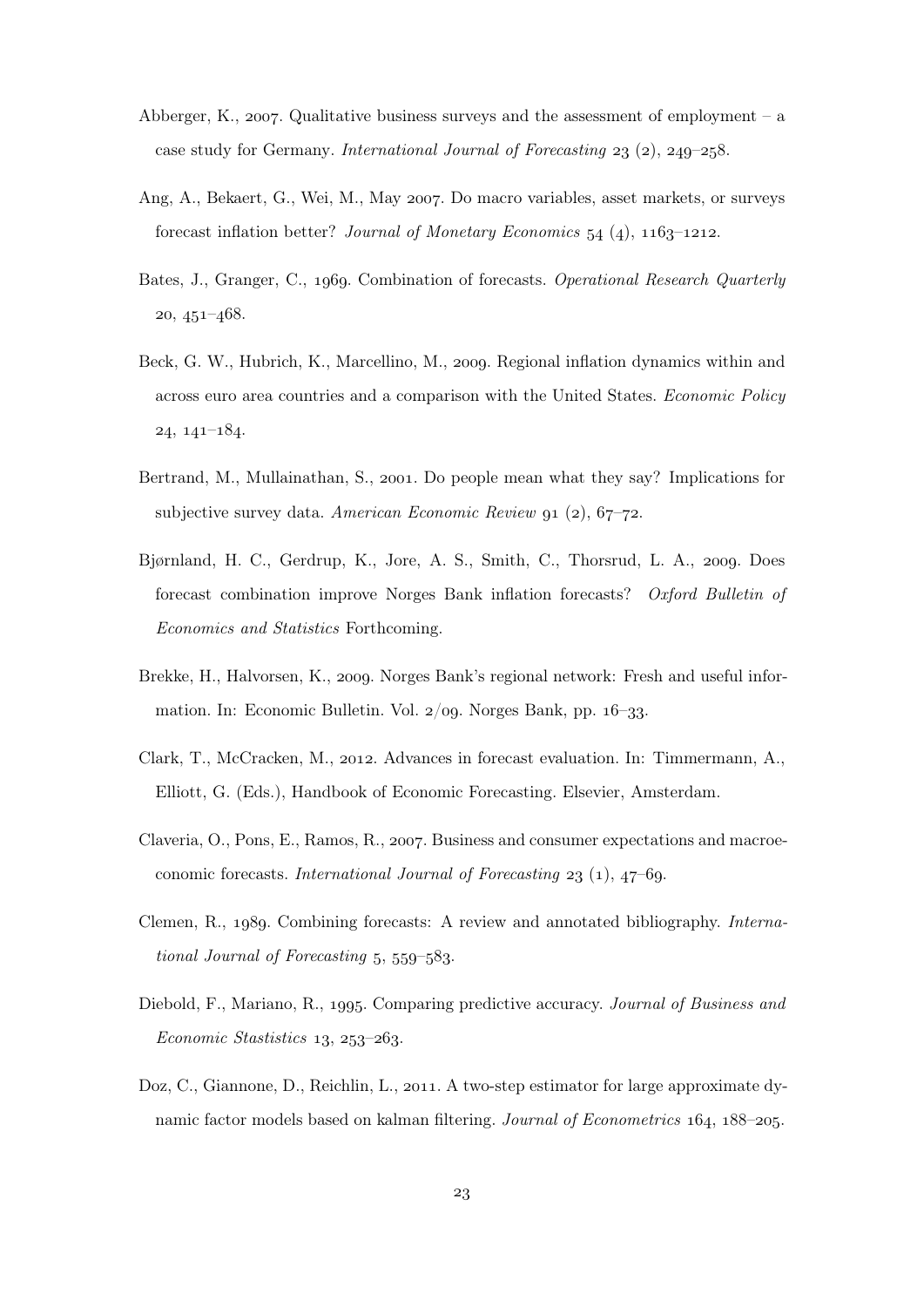Abberger, K., 2007. Qualitative business surveys and the assessment of employment – a case study for Germany. *International Journal of Forecasting* 23 (2), 249–258.

Ang, A., Bekaert, G., Wei, M., May 2007. Do macro variables, asset markets, or surveys forecast inflation better? *Journal of Monetary Economics* 54 (4), 1163–1212.

Bates, J., Granger, C., 1969. Combination of forecasts. *Operational Research Quarterly* 20, 451–468.

Beck, G. W., Hubrich, K., Marcellino, M., 2009. Regional inflation dynamics within and across euro area countries and a comparison with the United States. *Economic Policy* 24, 141–184.

Bertrand, M., Mullainathan, S., 2001. Do people mean what they say? Implications for subjective survey data. *American Economic Review* 91 (2), 67–72.

Bjørnland, H. C., Gerdrup, K., Jore, A. S., Smith, C., Thorsrud, L. A., 2009. Does forecast combination improve Norges Bank inflation forecasts? *Oxford Bulletin of Economics and Statistics* Forthcoming.

Brekke, H., Halvorsen, K., 2009. Norges Bank's regional network: Fresh and useful information. In: Economic Bulletin. Vol. 2/09. Norges Bank, pp. 16–33.

Clark, T., McCracken, M., 2012. Advances in forecast evaluation. In: Timmermann, A., Elliott, G. (Eds.), Handbook of Economic Forecasting. Elsevier, Amsterdam.

Claveria, O., Pons, E., Ramos, R., 2007. Business and consumer expectations and macroeconomic forecasts. *International Journal of Forecasting* 23 (1), 47–69.

Clemen, R., 1989. Combining forecasts: A review and annotated bibliography. *International Journal of Forecasting* 5, 559–583.

Diebold, F., Mariano, R., 1995. Comparing predictive accuracy. *Journal of Business and Economic Stastistics* 13, 253–263.

Doz, C., Giannone, D., Reichlin, L., 2011. A two-step estimator for large approximate dynamic factor models based on kalman filtering. *Journal of Econometrics* 164, 188–205.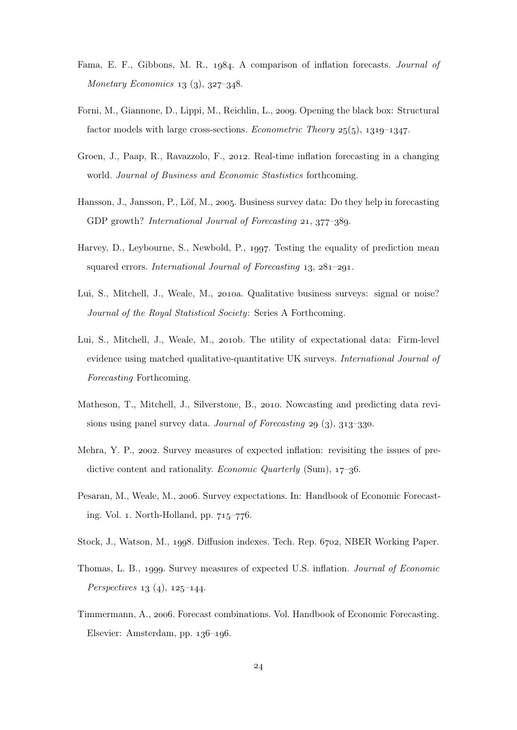Fama, E. F., Gibbons, M. R., 1984. A comparison of inflation forecasts. *Journal of Monetary Economics* 13 (3), 327–348.

Forni, M., Giannone, D., Lippi, M., Reichlin, L., 2009. Opening the black box: Structural factor models with large cross-sections. *Econometric Theory* 25(5), 1319–1347.

Groen, J., Paap, R., Ravazzolo, F., 2012. Real-time inflation forecasting in a changing world. *Journal of Business and Economic Stastistics* forthcoming.

Hansson, J., Jansson, P., Löf, M., 2005. Business survey data: Do they help in forecasting GDP growth? *International Journal of Forecasting* 21, 377–389.

Harvey, D., Leybourne, S., Newbold, P., 1997. Testing the equality of prediction mean squared errors. *International Journal of Forecasting* 13, 281–291.

Lui, S., Mitchell, J., Weale, M., 2010a. Qualitative business surveys: signal or noise? *Journal of the Royal Statistical Society*: Series A Forthcoming.

Lui, S., Mitchell, J., Weale, M., 2010b. The utility of expectational data: Firm-level evidence using matched qualitative-quantitative UK surveys. *International Journal of Forecasting* Forthcoming.

Matheson, T., Mitchell, J., Silverstone, B., 2010. Nowcasting and predicting data revisions using panel survey data. *Journal of Forecasting* 29 (3), 313–330.

Mehra, Y. P., 2002. Survey measures of expected inflation: revisiting the issues of predictive content and rationality. *Economic Quarterly* (Sum), 17–36.

Pesaran, M., Weale, M., 2006. Survey expectations. In: Handbook of Economic Forecasting. Vol. 1. North-Holland, pp. 715–776.

Stock, J., Watson, M., 1998. Diffusion indexes. Tech. Rep. 6702, NBER Working Paper.

Thomas, L. B., 1999. Survey measures of expected U.S. inflation. *Journal of Economic Perspectives* 13 (4), 125–144.

Timmermann, A., 2006. Forecast combinations. Vol. Handbook of Economic Forecasting. Elsevier: Amsterdam, pp. 136–196.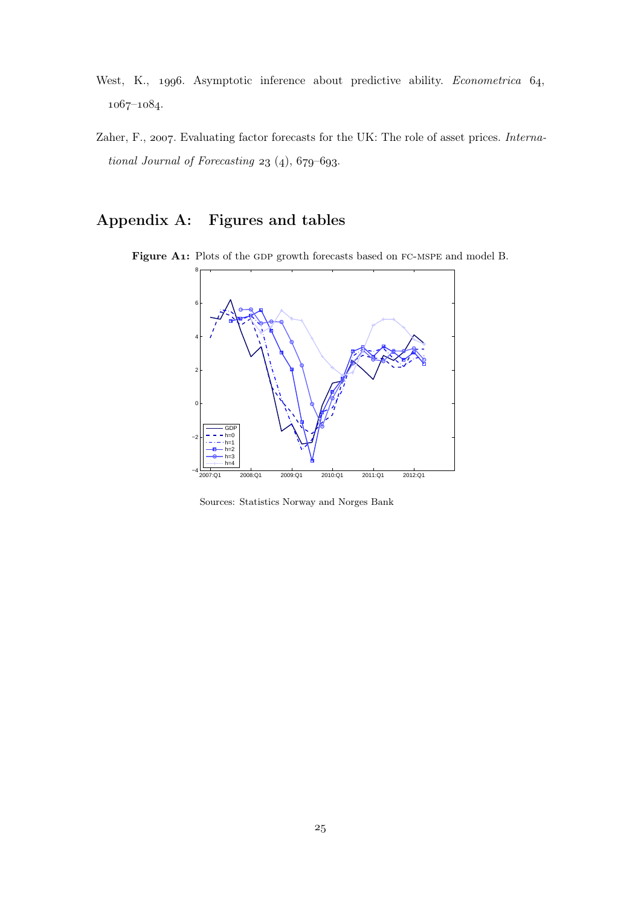West, K., 1996. Asymptotic inference about predictive ability. *Econometrica* 64, 1067–1084.

Zaher, F., 2007. Evaluating factor forecasts for the UK: The role of asset prices. *International Journal of Forecasting* 23 (4), 679–693.

# Appendix A: Figures and tables

**Figure A1:** Plots of the GDP growth forecasts based on FC-MSPE and model B.

Sources: Statistics Norway and Norges Bank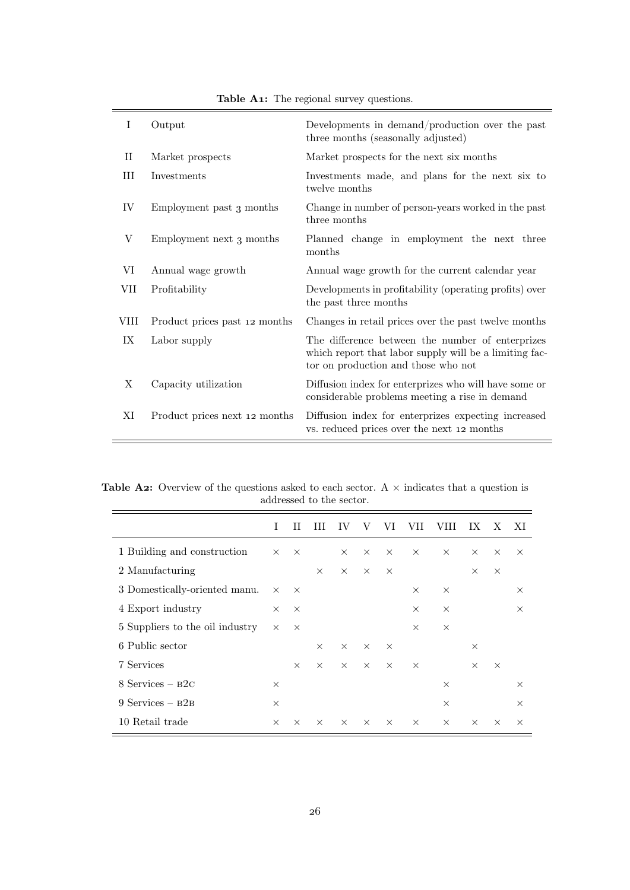**Table A1:** The regional survey questions.

| | | |
|---|---|---|
| I | Output | Developments in demand/production over the past three months (seasonally adjusted) |
| II | Market prospects | Market prospects for the next six months |
| III | Investments | Investments made, and plans for the next six to twelve months |
| IV | Employment past 3 months | Change in number of person-years worked in the past three months |
| V | Employment next 3 months | Planned change in employment the next three months |
| VI | Annual wage growth | Annual wage growth for the current calendar year |
| VII | Profitability | Developments in profitability (operating profits) over the past three months |
| VIII | Product prices past 12 months | Changes in retail prices over the past twelve months |
| IX | Labor supply | The difference between the number of enterprizes which report that labor supply will be a limiting factor on production and those who not |
| X | Capacity utilization | Diffusion index for enterprizes who will have some or considerable problems meeting a rise in demand |
| XI | Product prices next 12 months | Diffusion index for enterprizes expecting increased vs. reduced prices over the next 12 months |

**Table A2:** Overview of the questions asked to each sector. A × indicates that a question is addressed to the sector.

| | I | II | III | IV | V | VI | VII | VIII | IX | X | XI |
|---|---|---|---|---|---|---|---|---|---|---|---|
| 1 Building and construction | × | × | | × | × | × | × | × | × | × | × |
| 2 Manufacturing | | | × | × | × | × | | | × | × | |
| 3 Domestically-oriented manu. | × | × | | | | | × | × | | | × |
| 4 Export industry | × | × | | | | | × | × | | | × |
| 5 Suppliers to the oil industry | × | × | | | | | × | × | | | |
| 6 Public sector | | | × | × | × | × | | | × | | |
| 7 Services | | × | × | × | × | × | × | | × | × | |
| 8 Services – B2C | × | | | | | | | × | | | × |
| 9 Services – B2B | × | | | | | | | × | | | × |
| 10 Retail trade | × | × | × | × | × | × | × | × | × | × | × |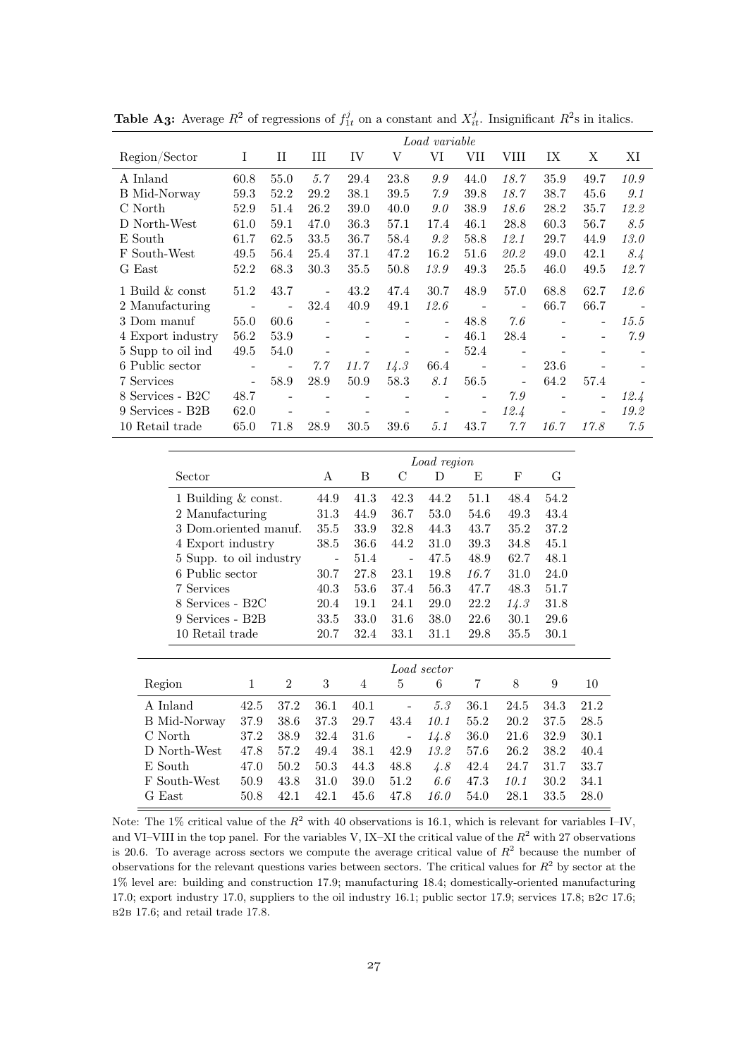**Table A3:** Average $R^2$ of regressions of $f_{1t}^j$ on a constant and $X_{it}^j$. Insignificant $R^2$s in italics.

| | *Load variable* | | | | | | | | | | |
|---|---|---|---|---|---|---|---|---|---|---|---|
| Region/Sector | I | II | III | IV | V | VI | VII | VIII | IX | X | XI |
| A Inland | 60.8 | 55.0 | *5.7* | 29.4 | 23.8 | *9.9* | 44.0 | *18.7* | 35.9 | 49.7 | *10.9* |
| B Mid-Norway | 59.3 | 52.2 | 29.2 | 38.1 | 39.5 | *7.9* | 39.8 | *18.7* | 38.7 | 45.6 | *9.1* |
| C North | 52.9 | 51.4 | 26.2 | 39.0 | 40.0 | *9.0* | 38.9 | *18.6* | 28.2 | 35.7 | *12.2* |
| D North-West | 61.0 | 59.1 | 47.0 | 36.3 | 57.1 | 17.4 | 46.1 | 28.8 | 60.3 | 56.7 | *8.5* |
| E South | 61.7 | 62.5 | 33.5 | 36.7 | 58.4 | *9.2* | 58.8 | *12.1* | 29.7 | 44.9 | *13.0* |
| F South-West | 49.5 | 56.4 | 25.4 | 37.1 | 47.2 | 16.2 | 51.6 | *20.2* | 49.0 | 42.1 | *8.4* |
| G East | 52.2 | 68.3 | 30.3 | 35.5 | 50.8 | *13.9* | 49.3 | 25.5 | 46.0 | 49.5 | *12.7* |
| 1 Build & const | 51.2 | 43.7 | - | 43.2 | 47.4 | 30.7 | 48.9 | 57.0 | 68.8 | 62.7 | *12.6* |
| 2 Manufacturing | - | - | 32.4 | 40.9 | 49.1 | *12.6* | - | - | 66.7 | 66.7 | - |
| 3 Dom manuf | 55.0 | 60.6 | - | - | - | - | 48.8 | *7.6* | - | - | *15.5* |
| 4 Export industry | 56.2 | 53.9 | - | - | - | - | 46.1 | 28.4 | - | - | *7.9* |
| 5 Supp to oil ind | 49.5 | 54.0 | - | - | - | - | 52.4 | - | - | - | - |
| 6 Public sector | - | - | *7.7* | *11.7* | *14.3* | 66.4 | - | - | 23.6 | - | - |
| 7 Services | - | 58.9 | 28.9 | 50.9 | 58.3 | *8.1* | 56.5 | - | 64.2 | 57.4 | - |
| 8 Services - B2C | 48.7 | - | - | - | - | - | - | *7.9* | - | - | *12.4* |
| 9 Services - B2B | 62.0 | - | - | - | - | - | - | *12.4* | - | - | *19.2* |
| 10 Retail trade | 65.0 | 71.8 | 28.9 | 30.5 | 39.6 | *5.1* | 43.7 | *7.7* | *16.7* | *17.8* | *7.5* |

| | *Load region* | | | | | | |
|---|---|---|---|---|---|---|---|
| Sector | A | B | C | D | E | F | G |
| 1 Building & const. | 44.9 | 41.3 | 42.3 | 44.2 | 51.1 | 48.4 | 54.2 |
| 2 Manufacturing | 31.3 | 44.9 | 36.7 | 53.0 | 54.6 | 49.3 | 43.4 |
| 3 Dom.oriented manuf. | 35.5 | 33.9 | 32.8 | 44.3 | 43.7 | 35.2 | 37.2 |
| 4 Export industry | 38.5 | 36.6 | 44.2 | 31.0 | 39.3 | 34.8 | 45.1 |
| 5 Supp. to oil industry | - | 51.4 | - | 47.5 | 48.9 | 62.7 | 48.1 |
| 6 Public sector | 30.7 | 27.8 | 23.1 | 19.8 | *16.7* | 31.0 | 24.0 |
| 7 Services | 40.3 | 53.6 | 37.4 | 56.3 | 47.7 | 48.3 | 51.7 |
| 8 Services - B2C | 20.4 | 19.1 | 24.1 | 29.0 | 22.2 | *14.3* | 31.8 |
| 9 Services - B2B | 33.5 | 33.0 | 31.6 | 38.0 | 22.6 | 30.1 | 29.6 |
| 10 Retail trade | 20.7 | 32.4 | 33.1 | 31.1 | 29.8 | 35.5 | 30.1 |

| | *Load sector* | | | | | | | | | |
|---|---|---|---|---|---|---|---|---|---|---|
| Region | 1 | 2 | 3 | 4 | 5 | 6 | 7 | 8 | 9 | 10 |
| A Inland | 42.5 | 37.2 | 36.1 | 40.1 | - | *5.3* | 36.1 | 24.5 | 34.3 | 21.2 |
| B Mid-Norway | 37.9 | 38.6 | 37.3 | 29.7 | 43.4 | *10.1* | 55.2 | 20.2 | 37.5 | 28.5 |
| C North | 37.2 | 38.9 | 32.4 | 31.6 | - | *14.8* | 36.0 | 21.6 | 32.9 | 30.1 |
| D North-West | 47.8 | 57.2 | 49.4 | 38.1 | 42.9 | *13.2* | 57.6 | 26.2 | 38.2 | 40.4 |
| E South | 47.0 | 50.2 | 50.3 | 44.3 | 48.8 | *4.8* | 42.4 | 24.7 | 31.7 | 33.7 |
| F South-West | 50.9 | 43.8 | 31.0 | 39.0 | 51.2 | *6.6* | 47.3 | *10.1* | 30.2 | 34.1 |
| G East | 50.8 | 42.1 | 42.1 | 45.6 | 47.8 | *16.0* | 54.0 | 28.1 | 33.5 | 28.0 |

Note: The 1% critical value of the $R^2$ with 40 observations is 16.1, which is relevant for variables I–IV, and VI–VIII in the top panel. For the variables V, IX–XI the critical value of the $R^2$ with 27 observations is 20.6. To average across sectors we compute the average critical value of $R^2$ because the number of observations for the relevant questions varies between sectors. The critical values for $R^2$ by sector at the 1% level are: building and construction 17.9; manufacturing 18.4; domestically-oriented manufacturing 17.0; export industry 17.0, suppliers to the oil industry 16.1; public sector 17.9; services 17.8; B2C 17.6; B2B 17.6; and retail trade 17.8.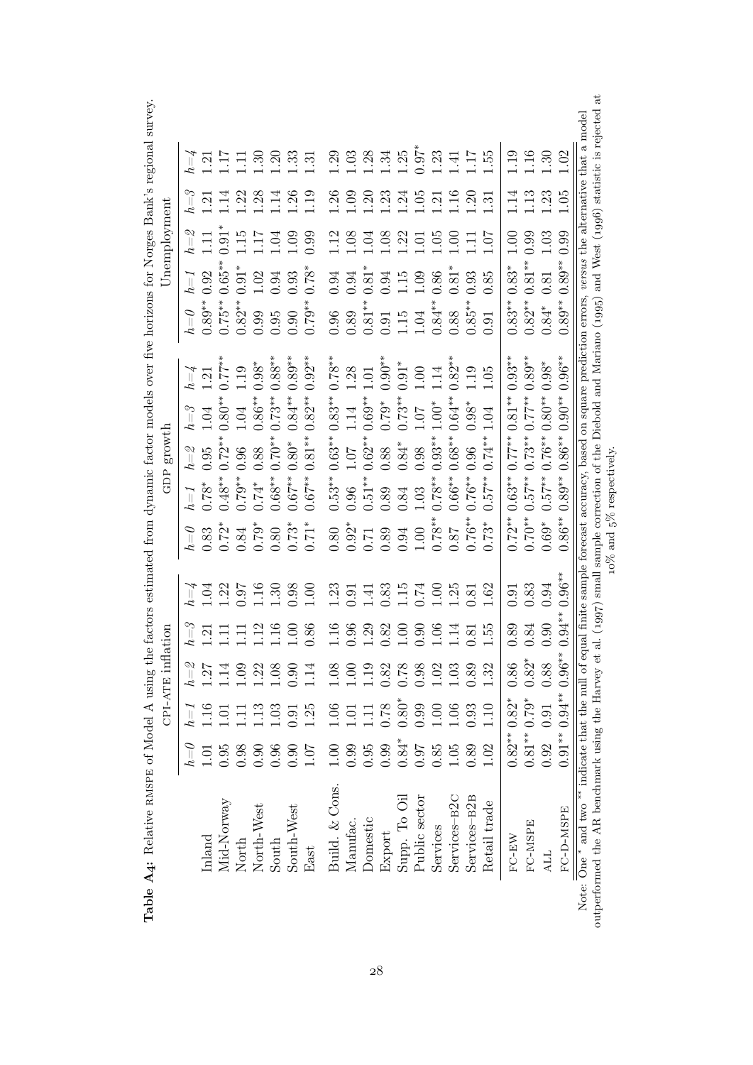**Table A4:** Relative RMSPE of Model A using the factors estimated from dynamic factor models over five horizons for Norges Bank's regional survey.

| | CPI-ATE inflation | | | | | GDP growth | | | | | Unemployment | | | | |
|---|---|---|---|---|---|---|---|---|---|---|---|---|---|---|---|
| | $h$=0 | $h$=1 | $h$=2 | $h$=3 | $h$=4 | $h$=0 | $h$=1 | $h$=2 | $h$=3 | $h$=4 | $h$=0 | $h$=1 | $h$=2 | $h$=3 | $h$=4 |
| Inland | 1.01 | 1.16 | 1.27 | 1.21 | 1.04 | 0.83 | 0.78* | 0.95 | 1.04 | 1.21 | 0.89** | 0.92 | 1.11 | 1.21 | 1.21 |
| Mid-Norway | 0.95 | 1.01 | 1.14 | 1.11 | 1.22 | 0.72* | 0.48** | 0.72** | 0.80** | 0.77** | 0.75** | 0.65** | 0.91* | 1.14 | 1.17 |
| North | 0.98 | 1.11 | 1.09 | 1.11 | 0.97 | 0.84 | 0.79** | 0.96 | 1.04 | 1.19 | 0.82** | 0.91* | 1.15 | 1.22 | 1.11 |
| North-West | 0.90 | 1.13 | 1.22 | 1.12 | 1.16 | 0.79* | 0.74* | 0.88 | 0.86** | 0.98* | 0.99 | 1.02 | 1.17 | 1.28 | 1.30 |
| South | 0.96 | 1.03 | 1.08 | 1.16 | 1.30 | 0.80 | 0.68** | 0.70** | 0.73** | 0.88** | 0.95 | 0.94 | 1.04 | 1.14 | 1.20 |
| South-West | 0.90 | 0.91 | 0.90 | 1.00 | 0.98 | 0.73* | 0.67** | 0.80* | 0.84** | 0.89** | 0.90 | 0.93 | 1.09 | 1.26 | 1.33 |
| East | 1.07 | 1.25 | 1.14 | 0.86 | 1.00 | 0.71* | 0.67** | 0.81** | 0.82** | 0.92** | 0.79** | 0.78* | 0.99 | 1.19 | 1.31 |
| Build. & Cons. | 1.00 | 1.06 | 1.08 | 1.16 | 1.23 | 0.80 | 0.53** | 0.63** | 0.83** | 0.78** | 0.96 | 0.94 | 1.12 | 1.26 | 1.29 |
| Manufac. | 0.99 | 1.01 | 1.00 | 0.96 | 0.91 | 0.92* | 0.96 | 1.07 | 1.14 | 1.28 | 0.89 | 0.94 | 1.08 | 1.09 | 1.03 |
| Domestic | 0.95 | 1.11 | 1.19 | 1.29 | 1.41 | 0.71 | 0.51** | 0.62** | 0.69** | 1.01 | 0.81** | 0.81* | 1.04 | 1.20 | 1.28 |
| Export | 0.99 | 0.78 | 0.82 | 0.82 | 0.83 | 0.89 | 0.89 | 0.88 | 0.79* | 0.90** | 0.91 | 0.94 | 1.08 | 1.23 | 1.34 |
| Supp. To Oil | 0.84* | 0.80* | 0.78 | 1.00 | 1.15 | 0.94 | 0.84 | 0.84* | 0.73** | 0.91* | 1.15 | 1.15 | 1.22 | 1.24 | 1.25 |
| Public sector | 0.97 | 0.99 | 0.98 | 0.90 | 0.74 | 1.00 | 1.03 | 0.98 | 1.07 | 1.00 | 1.04 | 1.09 | 1.01 | 1.05 | 0.97* |
| Services | 0.85 | 1.00 | 1.02 | 1.06 | 1.00 | 0.78** | 0.78** | 0.93** | 1.00* | 1.14 | 0.84** | 0.86 | 1.05 | 1.21 | 1.23 |
| Services-B2C | 1.05 | 1.06 | 1.03 | 1.14 | 1.25 | 0.87 | 0.66** | 0.68** | 0.64** | 0.82** | 0.88 | 0.81* | 1.00 | 1.16 | 1.41 |
| Services-B2B | 0.89 | 0.93 | 0.89 | 0.81 | 0.81 | 0.76** | 0.76** | 0.96 | 0.98* | 1.19 | 0.85** | 0.93 | 1.11 | 1.20 | 1.17 |
| Retail trade | 1.02 | 1.10 | 1.32 | 1.55 | 1.62 | 0.73* | 0.57** | 0.74** | 1.04 | 1.05 | 0.91 | 0.85 | 1.07 | 1.31 | 1.55 |
| FC-EW | 0.82** | 0.82* | 0.86 | 0.89 | 0.91 | 0.72** | 0.63** | 0.77** | 0.81** | 0.93** | 0.83** | 0.83* | 1.00 | 1.14 | 1.19 |
| FC-MSPE | 0.81** | 0.79* | 0.82* | 0.84 | 0.83 | 0.70** | 0.57** | 0.73** | 0.77** | 0.89** | 0.82** | 0.81** | 0.99 | 1.13 | 1.16 |
| ALL | 0.92 | 0.91 | 0.88 | 0.90 | 0.94 | 0.69* | 0.57** | 0.76** | 0.80** | 0.98* | 0.84* | 0.81 | 1.03 | 1.23 | 1.30 |
| FC-D-MSPE | 0.91** | 0.94** | 0.96** | 0.94** | 0.96** | 0.86** | 0.89** | 0.86** | 0.90** | 0.96** | 0.89** | 0.89** | 0.99 | 1.05 | 1.02 |

Note: One * and two ** indicate that the null of equal finite sample forecast accuracy, based on square prediction errors, *versus* the alternative that a model outperformed the AR benchmark using the Harvey et al. (1997) small sample correction of the Diebold and Mariano (1995) and West (1996) statistic is rejected at 10% and 5% respectively.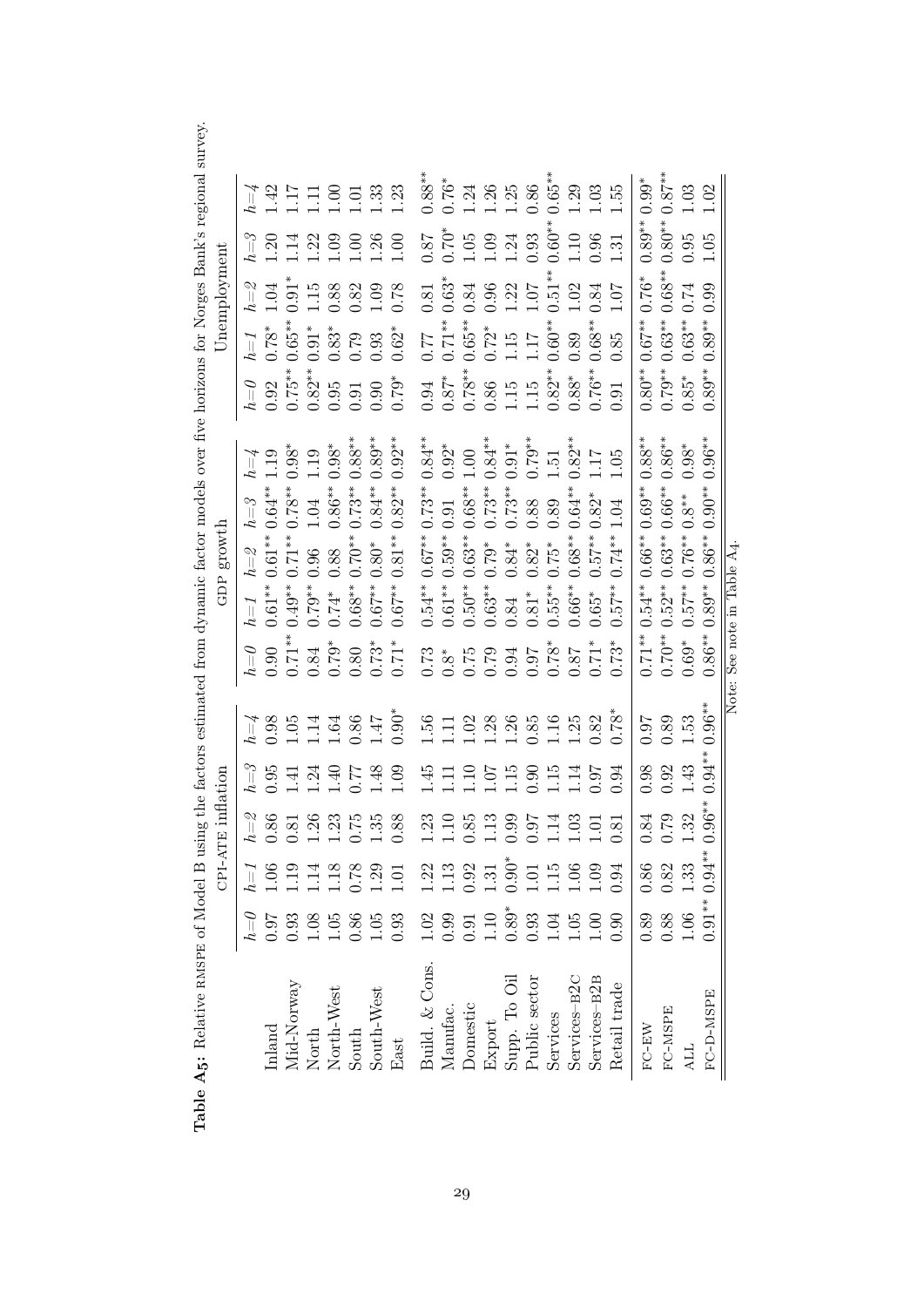**Table A5:** Relative RMSPE of Model B using the factors estimated from dynamic factor models over five horizons for Norges Bank's regional survey.

| | CPI-ATE inflation | | | | | GDP growth | | | | | Unemployment | | | | |
|---|---|---|---|---|---|---|---|---|---|---|---|---|---|---|---|
| | *h=0* | *h=1* | *h=2* | *h=3* | *h=4* | *h=0* | *h=1* | *h=2* | *h=3* | *h=4* | *h=0* | *h=1* | *h=2* | *h=3* | *h=4* |
| Inland | 0.97 | 1.06 | 0.86 | 0.95 | 0.98 | 0.90 | 0.61** | 0.61** | 0.64** | 1.19 | 0.92 | 0.78* | 1.04 | 1.20 | 1.42 |
| Mid-Norway | 0.93 | 1.19 | 0.81 | 1.41 | 1.05 | 0.71** | 0.49** | 0.71** | 0.78** | 0.98* | 0.75** | 0.65** | 0.91* | 1.14 | 1.17 |
| North | 1.08 | 1.14 | 1.26 | 1.24 | 1.14 | 0.84 | 0.79** | 0.96 | 1.04 | 1.19 | 0.82** | 0.91* | 1.15 | 1.22 | 1.11 |
| North-West | 1.05 | 1.18 | 1.23 | 1.40 | 1.64 | 0.79* | 0.74* | 0.88 | 0.86** | 0.98* | 0.95 | 0.83* | 0.88 | 1.09 | 1.00 |
| South | 0.86 | 0.78 | 0.75 | 0.77 | 0.86 | 0.80 | 0.68** | 0.70** | 0.73** | 0.88** | 0.91 | 0.79 | 0.82 | 1.00 | 1.01 |
| South-West | 1.05 | 1.29 | 1.35 | 1.48 | 1.47 | 0.73* | 0.67** | 0.80* | 0.84** | 0.89** | 0.90 | 0.93 | 1.09 | 1.26 | 1.33 |
| East | 0.93 | 1.01 | 0.88 | 1.09 | 0.90* | 0.71* | 0.67** | 0.81** | 0.82** | 0.92** | 0.79* | 0.62* | 0.78 | 1.00 | 1.23 |
| Build. & Cons. | 1.02 | 1.22 | 1.23 | 1.45 | 1.56 | 0.73 | 0.54** | 0.67** | 0.73** | 0.84** | 0.94 | 0.77 | 0.81 | 0.87 | 0.88** |
| Manufac. | 0.99 | 1.13 | 1.10 | 1.11 | 1.11 | 0.8* | 0.61** | 0.59** | 0.91 | 0.92* | 0.87* | 0.71** | 0.63* | 0.70* | 0.76* |
| Domestic | 0.91 | 0.92 | 0.85 | 1.10 | 1.02 | 0.75 | 0.50** | 0.63** | 0.68** | 1.00 | 0.78** | 0.65** | 0.84 | 1.05 | 1.24 |
| Export | 1.10 | 1.31 | 1.13 | 1.07 | 1.28 | 0.79 | 0.63** | 0.79* | 0.73** | 0.84** | 0.86 | 0.72* | 0.96 | 1.09 | 1.26 |
| Supp. To Oil | 0.89* | 0.90* | 0.99 | 1.15 | 1.26 | 0.94 | 0.84 | 0.84* | 0.73** | 0.91* | 1.15 | 1.15 | 1.22 | 1.24 | 1.25 |
| Public sector | 0.93 | 1.01 | 0.97 | 0.90 | 0.85 | 0.97 | 0.81* | 0.82* | 0.88 | 0.79** | 1.15 | 1.17 | 1.07 | 0.93 | 0.86 |
| Services | 1.04 | 1.15 | 1.14 | 1.15 | 1.16 | 0.78* | 0.55** | 0.75* | 0.89 | 1.51 | 0.82** | 0.60** | 0.51** | 0.60** | 0.65** |
| Services–B2C | 1.05 | 1.06 | 1.03 | 1.14 | 1.25 | 0.87 | 0.66** | 0.68** | 0.64** | 0.82** | 0.88* | 0.89 | 1.02 | 1.10 | 1.29 |
| Services–B2B | 1.00 | 1.09 | 1.01 | 0.97 | 0.82 | 0.71* | 0.65* | 0.57** | 0.82* | 1.17 | 0.76** | 0.68** | 0.84 | 0.96 | 1.03 |
| Retail trade | 0.90 | 0.94 | 0.81 | 0.94 | 0.78* | 0.73* | 0.57** | 0.74** | 1.04 | 1.05 | 0.91 | 0.85 | 1.07 | 1.31 | 1.55 |
| FC-EW | 0.89 | 0.86 | 0.84 | 0.98 | 0.97 | 0.71** | 0.54** | 0.66** | 0.69** | 0.88** | 0.80** | 0.67** | 0.76* | 0.89** | 0.99* |
| FC-MSPE | 0.88 | 0.82 | 0.79 | 0.92 | 0.89 | 0.70** | 0.52** | 0.63** | 0.66** | 0.86** | 0.79** | 0.63** | 0.68** | 0.80** | 0.87** |
| ALL | 1.06 | 1.33 | 1.32 | 1.43 | 1.53 | 0.69* | 0.57** | 0.76** | 0.8** | 0.98* | 0.85* | 0.63** | 0.74 | 0.95 | 1.03 |
| FC-D-MSPE | 0.91** | 0.94** | 0.96** | 0.94** | 0.96** | 0.86** | 0.89** | 0.86** | 0.90** | 0.96** | 0.89** | 0.89** | 0.99 | 1.05 | 1.02 |

Note: See note in Table A4.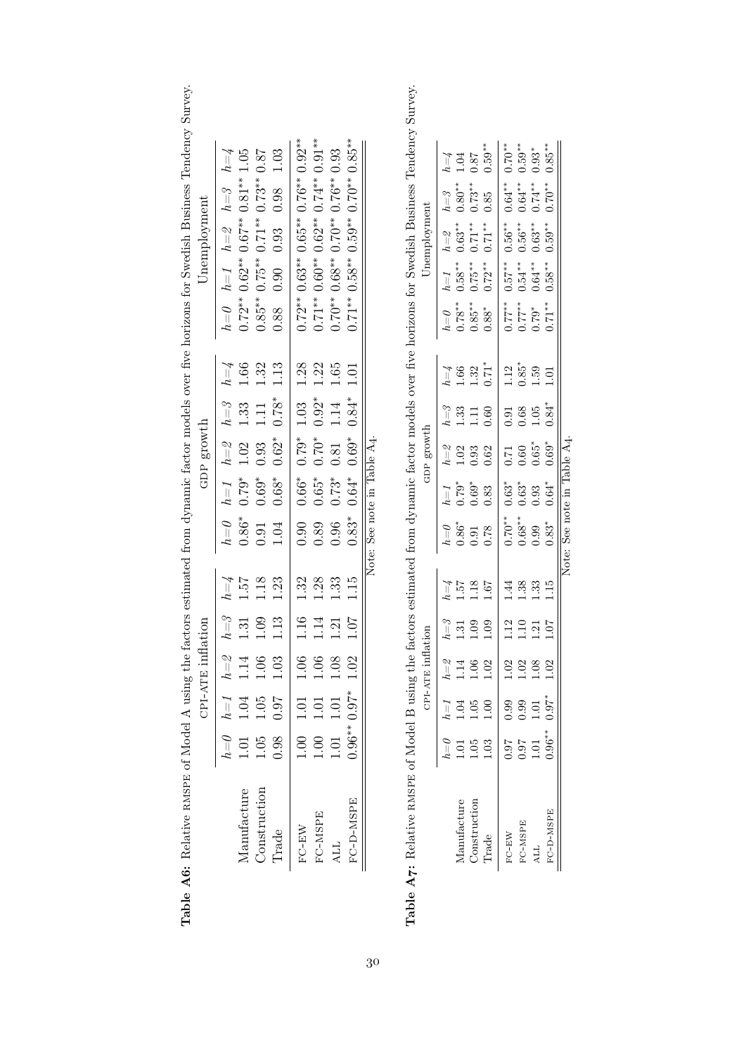**Table A6:** Relative RMSPE of Model A using the factors estimated from dynamic factor models over five horizons for Swedish Business Tendency Survey.

| | CPI-ATE inflation | | | | | GDP growth | | | | | Unemployment | | | | |
|---|---|---|---|---|---|---|---|---|---|---|---|---|---|---|---|
| | *h=0* | *h=1* | *h=2* | *h=3* | *h=4* | *h=0* | *h=1* | *h=2* | *h=3* | *h=4* | *h=0* | *h=1* | *h=2* | *h=3* | *h=4* |
| Manufacture | 1.01 | 1.04 | 1.14 | 1.31 | 1.57 | 0.86* | 0.79* | 1.02 | 1.33 | 1.66 | 0.72** | 0.62** | 0.67** | 0.81** | 1.05 |
| Construction | 1.05 | 1.05 | 1.06 | 1.09 | 1.18 | 0.91 | 0.69* | 0.93 | 1.11 | 1.32 | 0.85** | 0.75** | 0.71** | 0.73** | 0.87 |
| Trade | 0.98 | 0.97 | 1.03 | 1.13 | 1.23 | 1.04 | 0.68* | 0.62* | 0.78* | 1.13 | 0.88 | 0.90 | 0.93 | 0.98 | 1.03 |
| FC-EW | 1.00 | 1.01 | 1.06 | 1.16 | 1.32 | 0.90 | 0.66* | 0.79* | 1.03 | 1.28 | 0.72** | 0.63** | 0.65** | 0.76** | 0.92** |
| FC-MSPE | 1.00 | 1.01 | 1.06 | 1.14 | 1.28 | 0.89 | 0.65* | 0.70* | 0.92* | 1.22 | 0.71** | 0.60** | 0.62** | 0.74** | 0.91** |
| ALL | 1.01 | 1.01 | 1.08 | 1.21 | 1.33 | 0.96 | 0.73* | 0.81 | 1.14 | 1.65 | 0.70** | 0.68** | 0.70** | 0.76** | 0.93 |
| FC-D-MSPE | 0.96** | 0.97* | 1.02 | 1.07 | 1.15 | 0.83* | 0.64* | 0.69* | 0.84* | 1.01 | 0.71** | 0.58** | 0.59** | 0.70** | 0.85** |

Note: See note in Table A4.

**Table A7:** Relative RMSPE of Model B using the factors estimated from dynamic factor models over five horizons for Swedish Business Tendency Survey.

| | CPI-ATE inflation | | | | | GDP growth | | | | | Unemployment | | | | |
|---|---|---|---|---|---|---|---|---|---|---|---|---|---|---|---|
| | *h=0* | *h=1* | *h=2* | *h=3* | *h=4* | *h=0* | *h=1* | *h=2* | *h=3* | *h=4* | *h=0* | *h=1* | *h=2* | *h=3* | *h=4* |
| Manufacture | 1.01 | 1.04 | 1.14 | 1.31 | 1.57 | 0.86* | 0.79* | 1.02 | 1.33 | 1.66 | 0.78** | 0.58** | 0.63** | 0.80** | 1.04 |
| Construction | 1.05 | 1.05 | 1.06 | 1.09 | 1.18 | 0.91 | 0.69* | 0.93 | 1.11 | 1.32 | 0.85** | 0.75** | 0.71** | 0.73** | 0.87 |
| Trade | 1.03 | 1.00 | 1.02 | 1.09 | 1.67 | 0.78 | 0.83 | 0.62 | 0.60 | 0.71* | 0.88* | 0.72** | 0.71** | 0.85 | 0.59** |
| FC-EW | 0.97 | 0.99 | 1.02 | 1.12 | 1.44 | 0.70** | 0.63* | 0.71 | 0.91 | 1.12 | 0.77** | 0.57** | 0.56** | 0.64** | 0.70** |
| FC-MSPE | 0.97 | 0.99 | 1.02 | 1.10 | 1.38 | 0.68** | 0.63* | 0.60 | 0.68 | 0.85* | 0.77** | 0.54** | 0.56** | 0.64** | 0.59** |
| ALL | 1.01 | 1.01 | 1.08 | 1.21 | 1.33 | 0.99 | 0.93 | 0.65* | 1.05 | 1.59 | 0.79* | 0.64** | 0.63** | 0.74** | 0.93* |
| FC-D-MSPE | 0.96** | 0.97* | 1.02 | 1.07 | 1.15 | 0.83* | 0.64* | 0.69* | 0.84* | 1.01 | 0.71** | 0.58** | 0.59** | 0.70** | 0.85** |

Note: See note in Table A4.